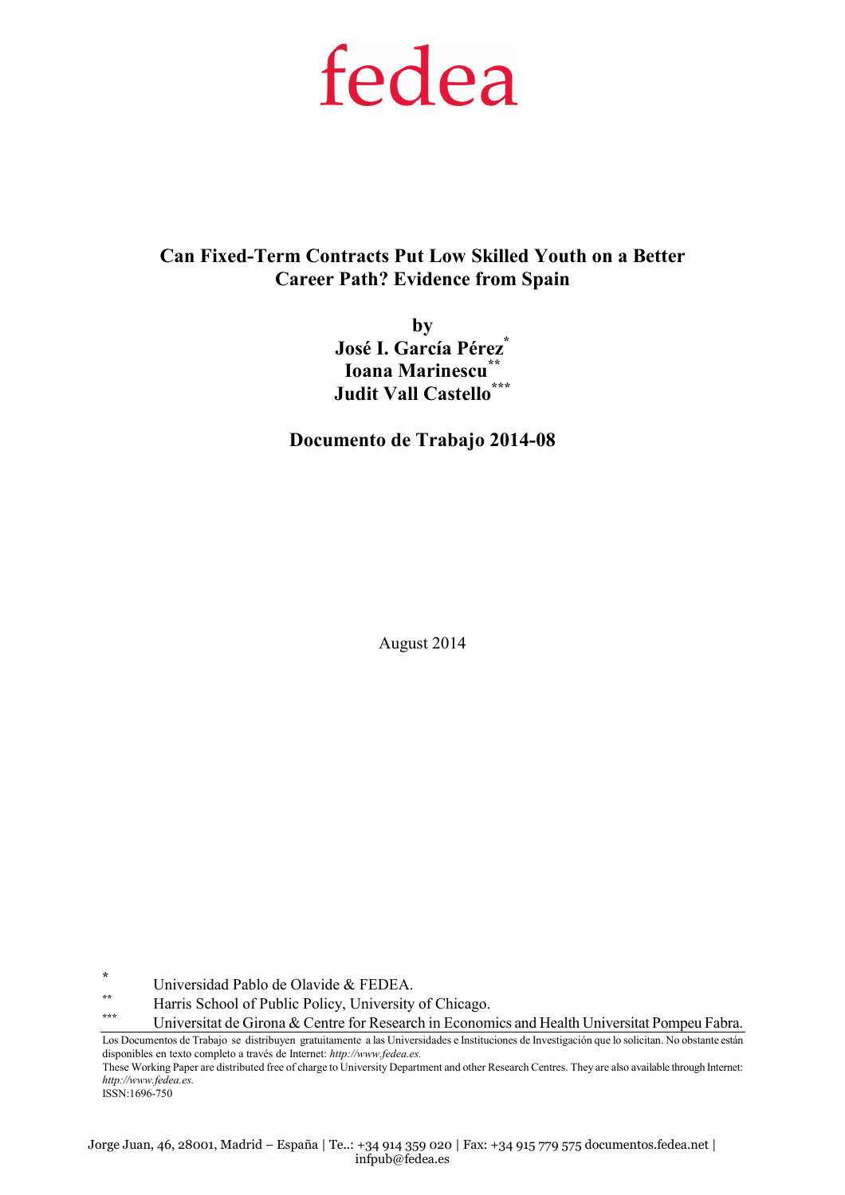fedea

# Can Fixed-Term Contracts Put Low Skilled Youth on a Better Career Path? Evidence from Spain

**by**

**José I. García Pérez[*]**
**Ioana Marinescu[**]**
**Judit Vall Castello[***]**

**Documento de Trabajo 2014-08**

August 2014

[*] Universidad Pablo de Olavide & FEDEA.
[**] Harris School of Public Policy, University of Chicago.
[***] Universitat de Girona & Centre for Research in Economics and Health Universitat Pompeu Fabra.

Los Documentos de Trabajo se distribuyen gratuitamente a las Universidades e Instituciones de Investigación que lo solicitan. No obstante están disponibles en texto completo a través de Internet: *http://www.fedea.es.*
These Working Paper are distributed free of charge to University Department and other Research Centres. They are also available through Internet: *http://www.fedea.es.*
ISSN:1696-750

Jorge Juan, 46, 28001, Madrid – España | Te..: +34 914 359 020 | Fax: +34 915 779 575 documentos.fedea.net | infpub@fedea.es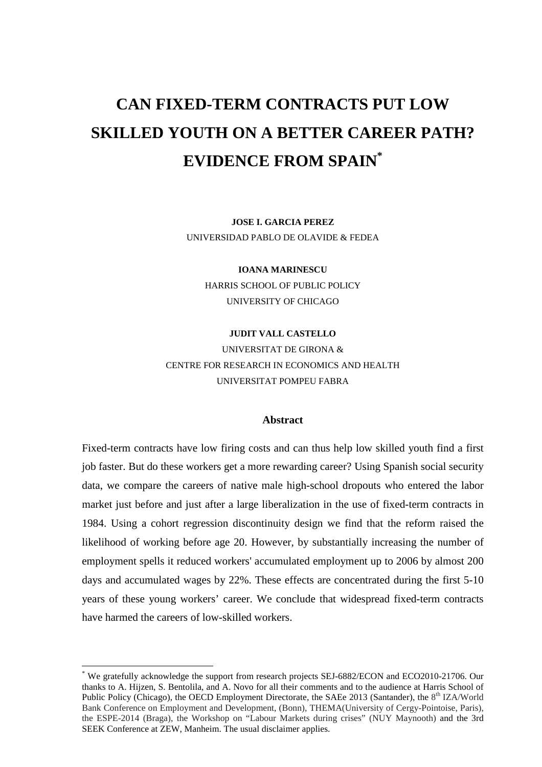# CAN FIXED-TERM CONTRACTS PUT LOW SKILLED YOUTH ON A BETTER CAREER PATH? EVIDENCE FROM SPAIN*

**JOSE I. GARCIA PEREZ**
UNIVERSIDAD PABLO DE OLAVIDE & FEDEA

**IOANA MARINESCU**
HARRIS SCHOOL OF PUBLIC POLICY
UNIVERSITY OF CHICAGO

**JUDIT VALL CASTELLO**
UNIVERSITAT DE GIRONA &
CENTRE FOR RESEARCH IN ECONOMICS AND HEALTH
UNIVERSITAT POMPEU FABRA

## Abstract

Fixed-term contracts have low firing costs and can thus help low skilled youth find a first job faster. But do these workers get a more rewarding career? Using Spanish social security data, we compare the careers of native male high-school dropouts who entered the labor market just before and just after a large liberalization in the use of fixed-term contracts in 1984. Using a cohort regression discontinuity design we find that the reform raised the likelihood of working before age 20. However, by substantially increasing the number of employment spells it reduced workers' accumulated employment up to 2006 by almost 200 days and accumulated wages by 22%. These effects are concentrated during the first 5-10 years of these young workers' career. We conclude that widespread fixed-term contracts have harmed the careers of low-skilled workers.

---

* We gratefully acknowledge the support from research projects SEJ-6882/ECON and ECO2010-21706. Our thanks to A. Hijzen, S. Bentolila, and A. Novo for all their comments and to the audience at Harris School of Public Policy (Chicago), the OECD Employment Directorate, the SAEe 2013 (Santander), the 8th IZA/World Bank Conference on Employment and Development, (Bonn), THEMA(University of Cergy-Pointoise, Paris), the ESPE-2014 (Braga), the Workshop on "Labour Markets during crises" (NUY Maynooth) and the 3rd SEEK Conference at ZEW, Manheim. The usual disclaimer applies.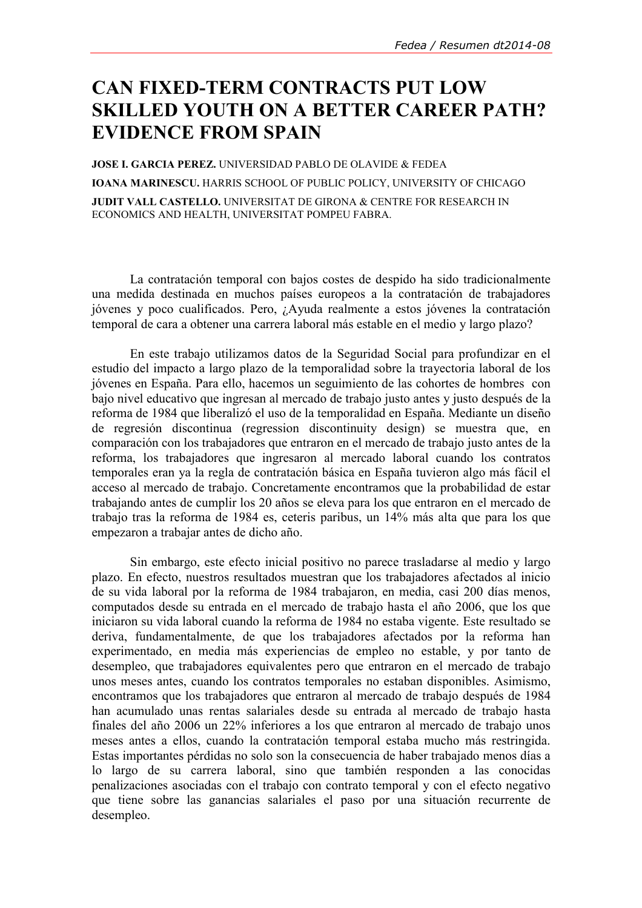# CAN FIXED-TERM CONTRACTS PUT LOW SKILLED YOUTH ON A BETTER CAREER PATH? EVIDENCE FROM SPAIN

**JOSE I. GARCIA PEREZ.** UNIVERSIDAD PABLO DE OLAVIDE & FEDEA

**IOANA MARINESCU.** HARRIS SCHOOL OF PUBLIC POLICY, UNIVERSITY OF CHICAGO

**JUDIT VALL CASTELLO.** UNIVERSITAT DE GIRONA & CENTRE FOR RESEARCH IN ECONOMICS AND HEALTH, UNIVERSITAT POMPEU FABRA.

La contratación temporal con bajos costes de despido ha sido tradicionalmente una medida destinada en muchos países europeos a la contratación de trabajadores jóvenes y poco cualificados. Pero, ¿Ayuda realmente a estos jóvenes la contratación temporal de cara a obtener una carrera laboral más estable en el medio y largo plazo?

En este trabajo utilizamos datos de la Seguridad Social para profundizar en el estudio del impacto a largo plazo de la temporalidad sobre la trayectoria laboral de los jóvenes en España. Para ello, hacemos un seguimiento de las cohortes de hombres con bajo nivel educativo que ingresan al mercado de trabajo justo antes y justo después de la reforma de 1984 que liberalizó el uso de la temporalidad en España. Mediante un diseño de regresión discontinua (regression discontinuity design) se muestra que, en comparación con los trabajadores que entraron en el mercado de trabajo justo antes de la reforma, los trabajadores que ingresaron al mercado laboral cuando los contratos temporales eran ya la regla de contratación básica en España tuvieron algo más fácil el acceso al mercado de trabajo. Concretamente encontramos que la probabilidad de estar trabajando antes de cumplir los 20 años se eleva para los que entraron en el mercado de trabajo tras la reforma de 1984 es, ceteris paribus, un 14% más alta que para los que empezaron a trabajar antes de dicho año.

Sin embargo, este efecto inicial positivo no parece trasladarse al medio y largo plazo. En efecto, nuestros resultados muestran que los trabajadores afectados al inicio de su vida laboral por la reforma de 1984 trabajaron, en media, casi 200 días menos, computados desde su entrada en el mercado de trabajo hasta el año 2006, que los que iniciaron su vida laboral cuando la reforma de 1984 no estaba vigente. Este resultado se deriva, fundamentalmente, de que los trabajadores afectados por la reforma han experimentado, en media más experiencias de empleo no estable, y por tanto de desempleo, que trabajadores equivalentes pero que entraron en el mercado de trabajo unos meses antes, cuando los contratos temporales no estaban disponibles. Asimismo, encontramos que los trabajadores que entraron al mercado de trabajo después de 1984 han acumulado unas rentas salariales desde su entrada al mercado de trabajo hasta finales del año 2006 un 22% inferiores a los que entraron al mercado de trabajo unos meses antes a ellos, cuando la contratación temporal estaba mucho más restringida. Estas importantes pérdidas no solo son la consecuencia de haber trabajado menos días a lo largo de su carrera laboral, sino que también responden a las conocidas penalizaciones asociadas con el trabajo con contrato temporal y con el efecto negativo que tiene sobre las ganancias salariales el paso por una situación recurrente de desempleo.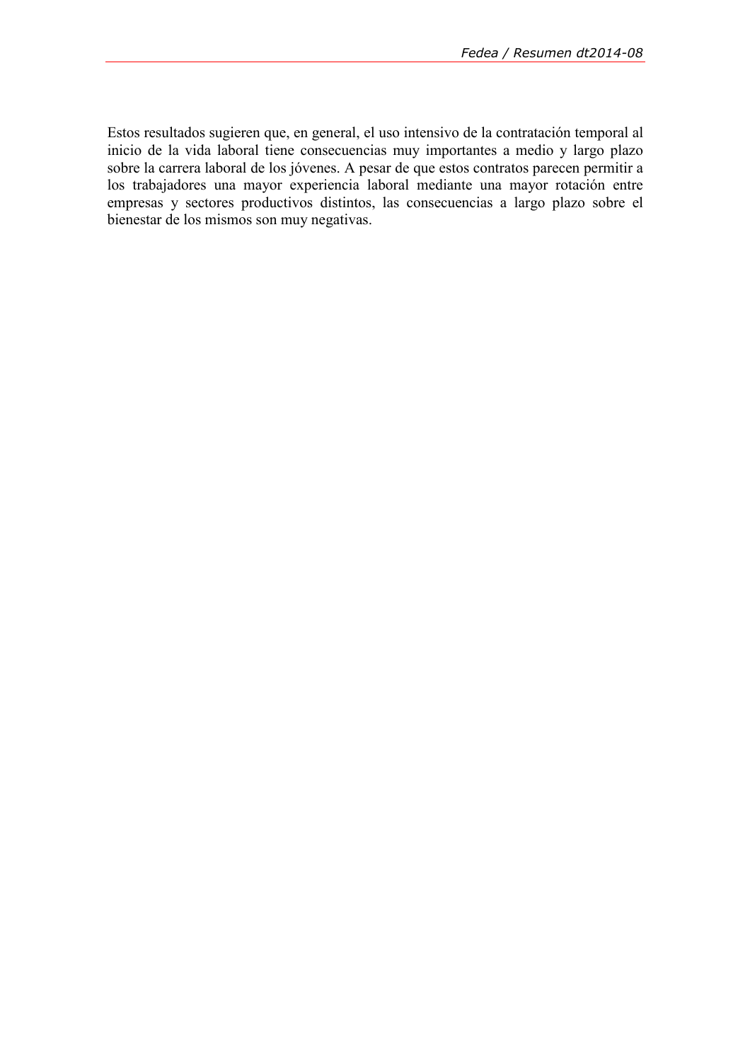Estos resultados sugieren que, en general, el uso intensivo de la contratación temporal al inicio de la vida laboral tiene consecuencias muy importantes a medio y largo plazo sobre la carrera laboral de los jóvenes. A pesar de que estos contratos parecen permitir a los trabajadores una mayor experiencia laboral mediante una mayor rotación entre empresas y sectores productivos distintos, las consecuencias a largo plazo sobre el bienestar de los mismos son muy negativas.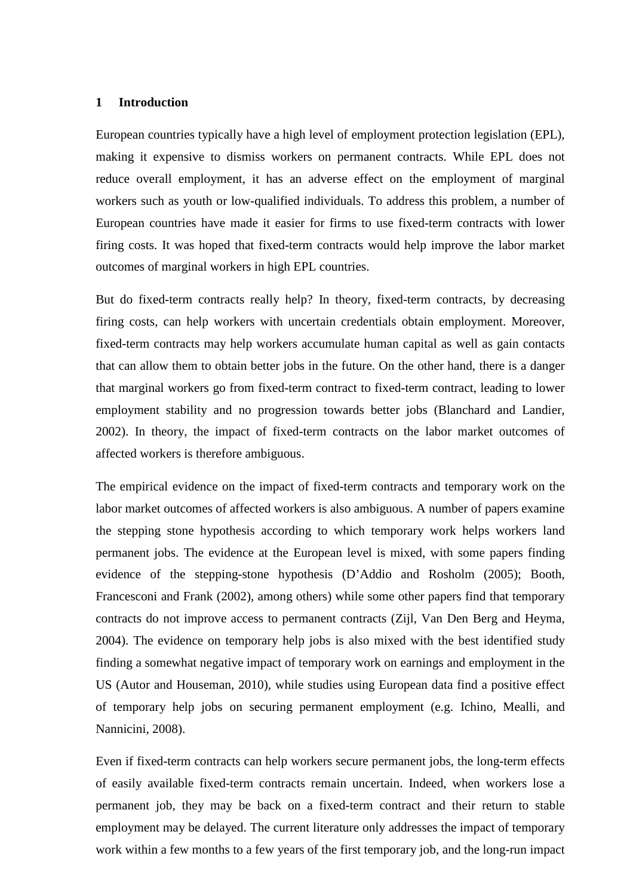# 1 Introduction

European countries typically have a high level of employment protection legislation (EPL), making it expensive to dismiss workers on permanent contracts. While EPL does not reduce overall employment, it has an adverse effect on the employment of marginal workers such as youth or low-qualified individuals. To address this problem, a number of European countries have made it easier for firms to use fixed-term contracts with lower firing costs. It was hoped that fixed-term contracts would help improve the labor market outcomes of marginal workers in high EPL countries.

But do fixed-term contracts really help? In theory, fixed-term contracts, by decreasing firing costs, can help workers with uncertain credentials obtain employment. Moreover, fixed-term contracts may help workers accumulate human capital as well as gain contacts that can allow them to obtain better jobs in the future. On the other hand, there is a danger that marginal workers go from fixed-term contract to fixed-term contract, leading to lower employment stability and no progression towards better jobs (Blanchard and Landier, 2002). In theory, the impact of fixed-term contracts on the labor market outcomes of affected workers is therefore ambiguous.

The empirical evidence on the impact of fixed-term contracts and temporary work on the labor market outcomes of affected workers is also ambiguous. A number of papers examine the stepping stone hypothesis according to which temporary work helps workers land permanent jobs. The evidence at the European level is mixed, with some papers finding evidence of the stepping-stone hypothesis (D'Addio and Rosholm (2005); Booth, Francesconi and Frank (2002), among others) while some other papers find that temporary contracts do not improve access to permanent contracts (Zijl, Van Den Berg and Heyma, 2004). The evidence on temporary help jobs is also mixed with the best identified study finding a somewhat negative impact of temporary work on earnings and employment in the US (Autor and Houseman, 2010), while studies using European data find a positive effect of temporary help jobs on securing permanent employment (e.g. Ichino, Mealli, and Nannicini, 2008).

Even if fixed-term contracts can help workers secure permanent jobs, the long-term effects of easily available fixed-term contracts remain uncertain. Indeed, when workers lose a permanent job, they may be back on a fixed-term contract and their return to stable employment may be delayed. The current literature only addresses the impact of temporary work within a few months to a few years of the first temporary job, and the long-run impact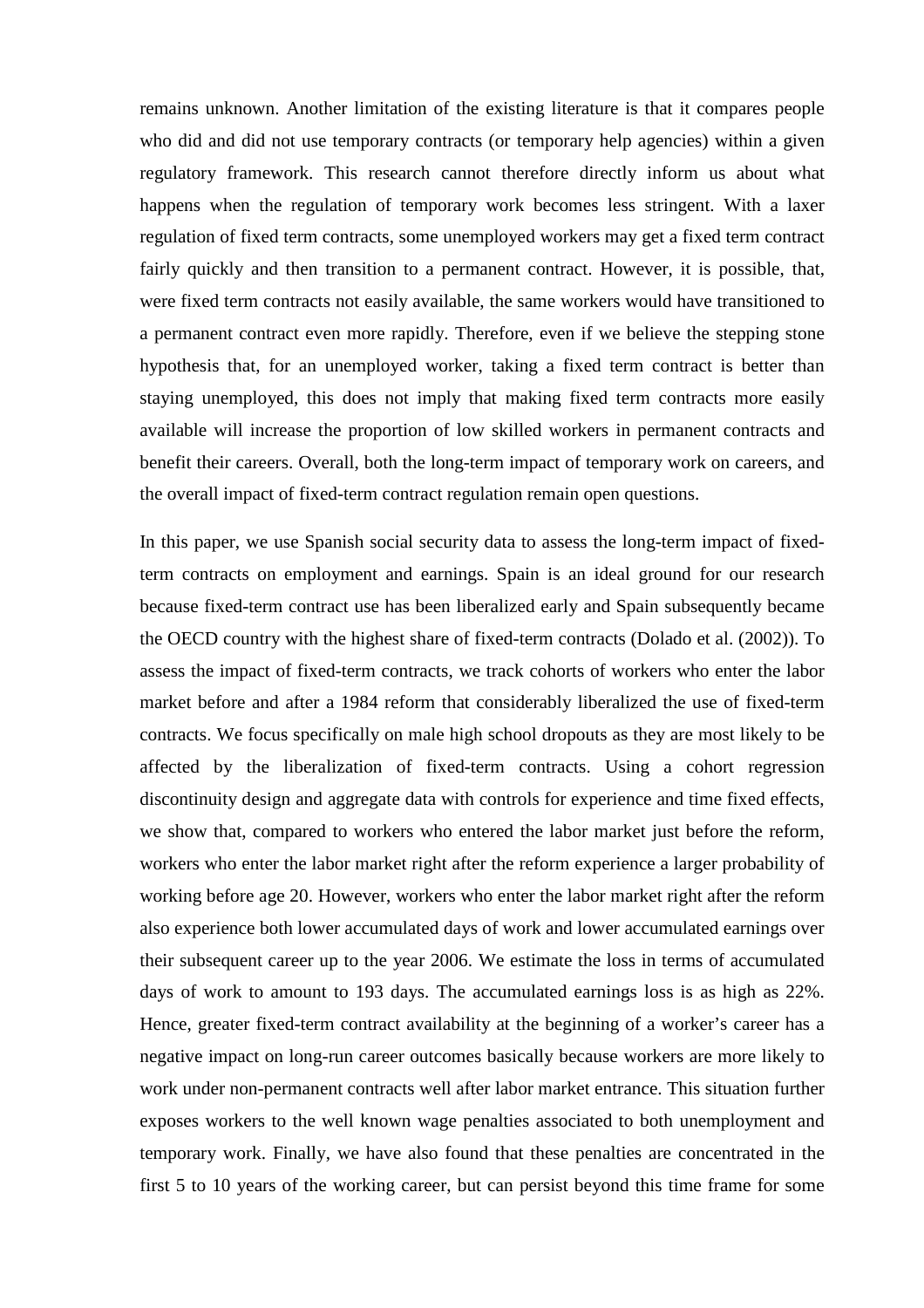remains unknown. Another limitation of the existing literature is that it compares people who did and did not use temporary contracts (or temporary help agencies) within a given regulatory framework. This research cannot therefore directly inform us about what happens when the regulation of temporary work becomes less stringent. With a laxer regulation of fixed term contracts, some unemployed workers may get a fixed term contract fairly quickly and then transition to a permanent contract. However, it is possible, that, were fixed term contracts not easily available, the same workers would have transitioned to a permanent contract even more rapidly. Therefore, even if we believe the stepping stone hypothesis that, for an unemployed worker, taking a fixed term contract is better than staying unemployed, this does not imply that making fixed term contracts more easily available will increase the proportion of low skilled workers in permanent contracts and benefit their careers. Overall, both the long-term impact of temporary work on careers, and the overall impact of fixed-term contract regulation remain open questions.

In this paper, we use Spanish social security data to assess the long-term impact of fixed-term contracts on employment and earnings. Spain is an ideal ground for our research because fixed-term contract use has been liberalized early and Spain subsequently became the OECD country with the highest share of fixed-term contracts (Dolado et al. (2002)). To assess the impact of fixed-term contracts, we track cohorts of workers who enter the labor market before and after a 1984 reform that considerably liberalized the use of fixed-term contracts. We focus specifically on male high school dropouts as they are most likely to be affected by the liberalization of fixed-term contracts. Using a cohort regression discontinuity design and aggregate data with controls for experience and time fixed effects, we show that, compared to workers who entered the labor market just before the reform, workers who enter the labor market right after the reform experience a larger probability of working before age 20. However, workers who enter the labor market right after the reform also experience both lower accumulated days of work and lower accumulated earnings over their subsequent career up to the year 2006. We estimate the loss in terms of accumulated days of work to amount to 193 days. The accumulated earnings loss is as high as 22%. Hence, greater fixed-term contract availability at the beginning of a worker's career has a negative impact on long-run career outcomes basically because workers are more likely to work under non-permanent contracts well after labor market entrance. This situation further exposes workers to the well known wage penalties associated to both unemployment and temporary work. Finally, we have also found that these penalties are concentrated in the first 5 to 10 years of the working career, but can persist beyond this time frame for some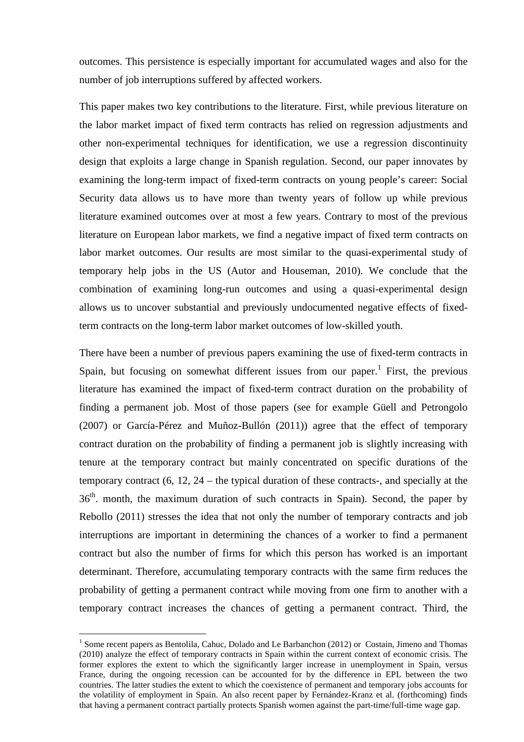outcomes. This persistence is especially important for accumulated wages and also for the number of job interruptions suffered by affected workers.

This paper makes two key contributions to the literature. First, while previous literature on the labor market impact of fixed term contracts has relied on regression adjustments and other non-experimental techniques for identification, we use a regression discontinuity design that exploits a large change in Spanish regulation. Second, our paper innovates by examining the long-term impact of fixed-term contracts on young people's career: Social Security data allows us to have more than twenty years of follow up while previous literature examined outcomes over at most a few years. Contrary to most of the previous literature on European labor markets, we find a negative impact of fixed term contracts on labor market outcomes. Our results are most similar to the quasi-experimental study of temporary help jobs in the US (Autor and Houseman, 2010). We conclude that the combination of examining long-run outcomes and using a quasi-experimental design allows us to uncover substantial and previously undocumented negative effects of fixed-term contracts on the long-term labor market outcomes of low-skilled youth.

There have been a number of previous papers examining the use of fixed-term contracts in Spain, but focusing on somewhat different issues from our paper.[1] First, the previous literature has examined the impact of fixed-term contract duration on the probability of finding a permanent job. Most of those papers (see for example Güell and Petrongolo (2007) or García-Pérez and Muñoz-Bullón (2011)) agree that the effect of temporary contract duration on the probability of finding a permanent job is slightly increasing with tenure at the temporary contract but mainly concentrated on specific durations of the temporary contract (6, 12, 24 – the typical duration of these contracts-, and specially at the 36th. month, the maximum duration of such contracts in Spain). Second, the paper by Rebollo (2011) stresses the idea that not only the number of temporary contracts and job interruptions are important in determining the chances of a worker to find a permanent contract but also the number of firms for which this person has worked is an important determinant. Therefore, accumulating temporary contracts with the same firm reduces the probability of getting a permanent contract while moving from one firm to another with a temporary contract increases the chances of getting a permanent contract. Third, the

[1] Some recent papers as Bentolila, Cahuc, Dolado and Le Barbanchon (2012) or Costain, Jimeno and Thomas (2010) analyze the effect of temporary contracts in Spain within the current context of economic crisis. The former explores the extent to which the significantly larger increase in unemployment in Spain, versus France, during the ongoing recession can be accounted for by the difference in EPL between the two countries. The latter studies the extent to which the coexistence of permanent and temporary jobs accounts for the volatility of employment in Spain. An also recent paper by Fernández-Kranz et al. (forthcoming) finds that having a permanent contract partially protects Spanish women against the part-time/full-time wage gap.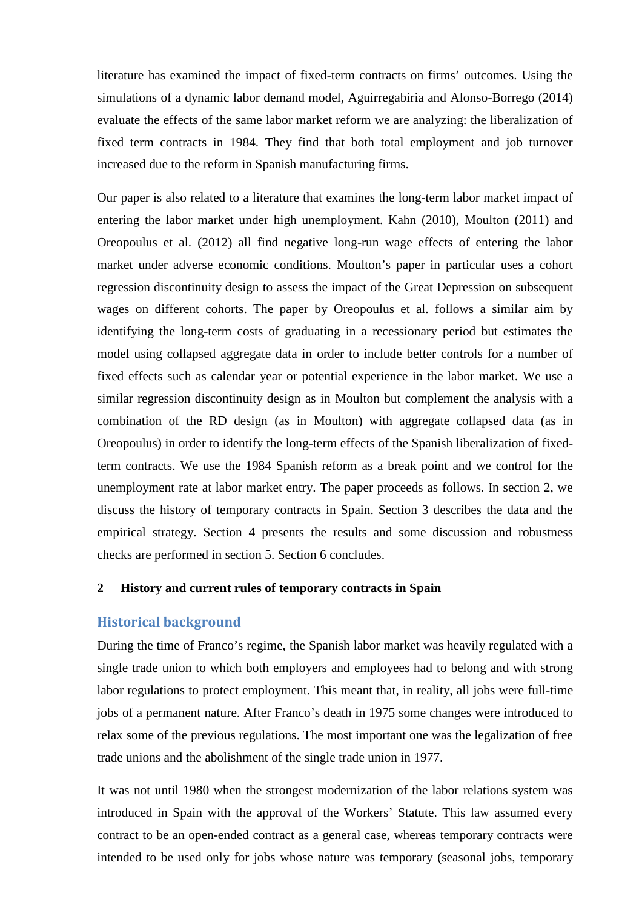literature has examined the impact of fixed-term contracts on firms' outcomes. Using the simulations of a dynamic labor demand model, Aguirregabiria and Alonso-Borrego (2014) evaluate the effects of the same labor market reform we are analyzing: the liberalization of fixed term contracts in 1984. They find that both total employment and job turnover increased due to the reform in Spanish manufacturing firms.

Our paper is also related to a literature that examines the long-term labor market impact of entering the labor market under high unemployment. Kahn (2010), Moulton (2011) and Oreopoulus et al. (2012) all find negative long-run wage effects of entering the labor market under adverse economic conditions. Moulton's paper in particular uses a cohort regression discontinuity design to assess the impact of the Great Depression on subsequent wages on different cohorts. The paper by Oreopoulus et al. follows a similar aim by identifying the long-term costs of graduating in a recessionary period but estimates the model using collapsed aggregate data in order to include better controls for a number of fixed effects such as calendar year or potential experience in the labor market. We use a similar regression discontinuity design as in Moulton but complement the analysis with a combination of the RD design (as in Moulton) with aggregate collapsed data (as in Oreopoulus) in order to identify the long-term effects of the Spanish liberalization of fixed-term contracts. We use the 1984 Spanish reform as a break point and we control for the unemployment rate at labor market entry. The paper proceeds as follows. In section 2, we discuss the history of temporary contracts in Spain. Section 3 describes the data and the empirical strategy. Section 4 presents the results and some discussion and robustness checks are performed in section 5. Section 6 concludes.

## 2 History and current rules of temporary contracts in Spain

### Historical background

During the time of Franco's regime, the Spanish labor market was heavily regulated with a single trade union to which both employers and employees had to belong and with strong labor regulations to protect employment. This meant that, in reality, all jobs were full-time jobs of a permanent nature. After Franco's death in 1975 some changes were introduced to relax some of the previous regulations. The most important one was the legalization of free trade unions and the abolishment of the single trade union in 1977.

It was not until 1980 when the strongest modernization of the labor relations system was introduced in Spain with the approval of the Workers' Statute. This law assumed every contract to be an open-ended contract as a general case, whereas temporary contracts were intended to be used only for jobs whose nature was temporary (seasonal jobs, temporary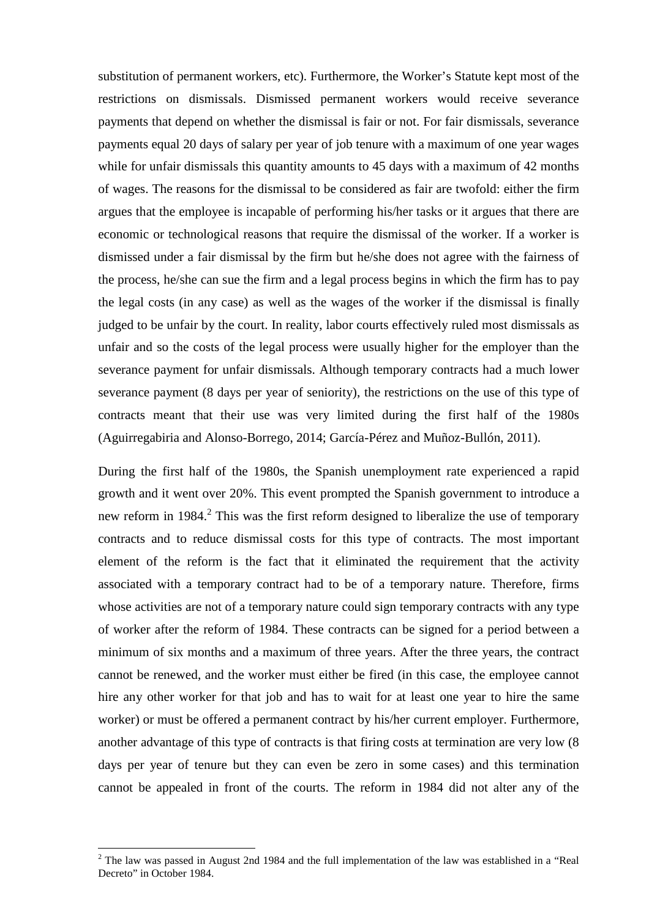substitution of permanent workers, etc). Furthermore, the Worker's Statute kept most of the restrictions on dismissals. Dismissed permanent workers would receive severance payments that depend on whether the dismissal is fair or not. For fair dismissals, severance payments equal 20 days of salary per year of job tenure with a maximum of one year wages while for unfair dismissals this quantity amounts to 45 days with a maximum of 42 months of wages. The reasons for the dismissal to be considered as fair are twofold: either the firm argues that the employee is incapable of performing his/her tasks or it argues that there are economic or technological reasons that require the dismissal of the worker. If a worker is dismissed under a fair dismissal by the firm but he/she does not agree with the fairness of the process, he/she can sue the firm and a legal process begins in which the firm has to pay the legal costs (in any case) as well as the wages of the worker if the dismissal is finally judged to be unfair by the court. In reality, labor courts effectively ruled most dismissals as unfair and so the costs of the legal process were usually higher for the employer than the severance payment for unfair dismissals. Although temporary contracts had a much lower severance payment (8 days per year of seniority), the restrictions on the use of this type of contracts meant that their use was very limited during the first half of the 1980s (Aguirregabiria and Alonso-Borrego, 2014; García-Pérez and Muñoz-Bullón, 2011).

During the first half of the 1980s, the Spanish unemployment rate experienced a rapid growth and it went over 20%. This event prompted the Spanish government to introduce a new reform in 1984.[2] This was the first reform designed to liberalize the use of temporary contracts and to reduce dismissal costs for this type of contracts. The most important element of the reform is the fact that it eliminated the requirement that the activity associated with a temporary contract had to be of a temporary nature. Therefore, firms whose activities are not of a temporary nature could sign temporary contracts with any type of worker after the reform of 1984. These contracts can be signed for a period between a minimum of six months and a maximum of three years. After the three years, the contract cannot be renewed, and the worker must either be fired (in this case, the employee cannot hire any other worker for that job and has to wait for at least one year to hire the same worker) or must be offered a permanent contract by his/her current employer. Furthermore, another advantage of this type of contracts is that firing costs at termination are very low (8 days per year of tenure but they can even be zero in some cases) and this termination cannot be appealed in front of the courts. The reform in 1984 did not alter any of the

[2] The law was passed in August 2nd 1984 and the full implementation of the law was established in a "Real Decreto" in October 1984.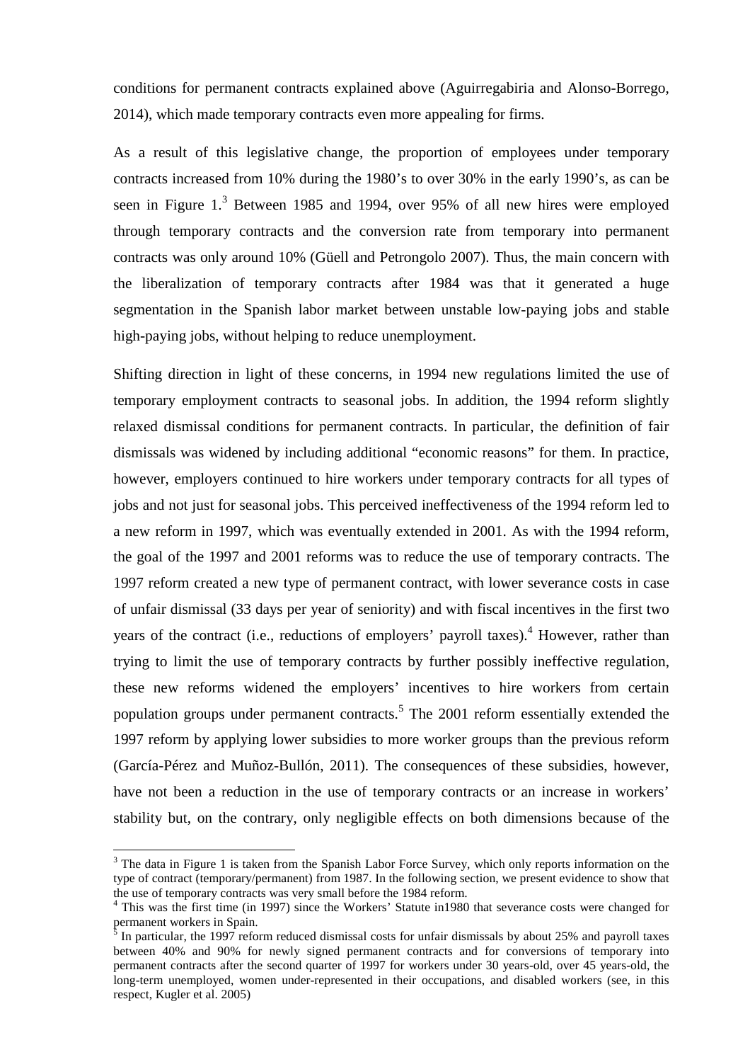conditions for permanent contracts explained above (Aguirregabiria and Alonso-Borrego, 2014), which made temporary contracts even more appealing for firms.

As a result of this legislative change, the proportion of employees under temporary contracts increased from 10% during the 1980's to over 30% in the early 1990's, as can be seen in Figure 1.[3] Between 1985 and 1994, over 95% of all new hires were employed through temporary contracts and the conversion rate from temporary into permanent contracts was only around 10% (Güell and Petrongolo 2007). Thus, the main concern with the liberalization of temporary contracts after 1984 was that it generated a huge segmentation in the Spanish labor market between unstable low-paying jobs and stable high-paying jobs, without helping to reduce unemployment.

Shifting direction in light of these concerns, in 1994 new regulations limited the use of temporary employment contracts to seasonal jobs. In addition, the 1994 reform slightly relaxed dismissal conditions for permanent contracts. In particular, the definition of fair dismissals was widened by including additional "economic reasons" for them. In practice, however, employers continued to hire workers under temporary contracts for all types of jobs and not just for seasonal jobs. This perceived ineffectiveness of the 1994 reform led to a new reform in 1997, which was eventually extended in 2001. As with the 1994 reform, the goal of the 1997 and 2001 reforms was to reduce the use of temporary contracts. The 1997 reform created a new type of permanent contract, with lower severance costs in case of unfair dismissal (33 days per year of seniority) and with fiscal incentives in the first two years of the contract (i.e., reductions of employers' payroll taxes).[4] However, rather than trying to limit the use of temporary contracts by further possibly ineffective regulation, these new reforms widened the employers' incentives to hire workers from certain population groups under permanent contracts.[5] The 2001 reform essentially extended the 1997 reform by applying lower subsidies to more worker groups than the previous reform (García-Pérez and Muñoz-Bullón, 2011). The consequences of these subsidies, however, have not been a reduction in the use of temporary contracts or an increase in workers' stability but, on the contrary, only negligible effects on both dimensions because of the

---

[3] The data in Figure 1 is taken from the Spanish Labor Force Survey, which only reports information on the type of contract (temporary/permanent) from 1987. In the following section, we present evidence to show that the use of temporary contracts was very small before the 1984 reform.

[4] This was the first time (in 1997) since the Workers' Statute in1980 that severance costs were changed for permanent workers in Spain.

[5] In particular, the 1997 reform reduced dismissal costs for unfair dismissals by about 25% and payroll taxes between 40% and 90% for newly signed permanent contracts and for conversions of temporary into permanent contracts after the second quarter of 1997 for workers under 30 years-old, over 45 years-old, the long-term unemployed, women under-represented in their occupations, and disabled workers (see, in this respect, Kugler et al. 2005)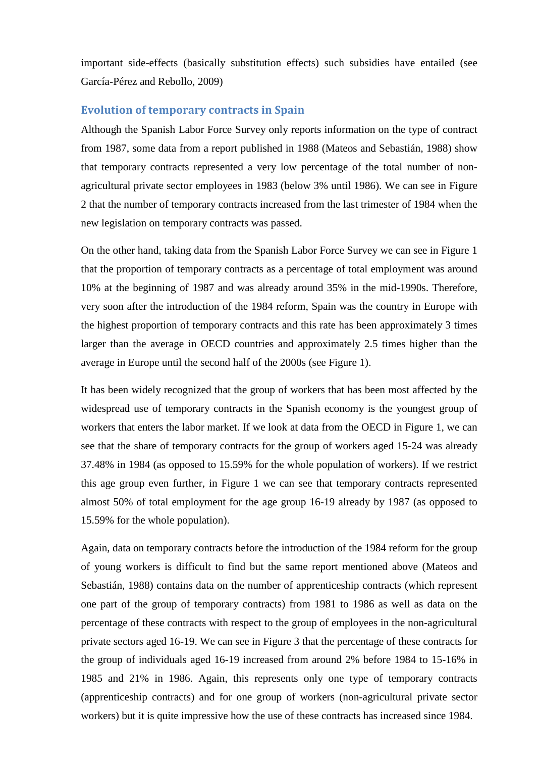important side-effects (basically substitution effects) such subsidies have entailed (see García-Pérez and Rebollo, 2009)

## Evolution of temporary contracts in Spain

Although the Spanish Labor Force Survey only reports information on the type of contract from 1987, some data from a report published in 1988 (Mateos and Sebastián, 1988) show that temporary contracts represented a very low percentage of the total number of non-agricultural private sector employees in 1983 (below 3% until 1986). We can see in Figure 2 that the number of temporary contracts increased from the last trimester of 1984 when the new legislation on temporary contracts was passed.

On the other hand, taking data from the Spanish Labor Force Survey we can see in Figure 1 that the proportion of temporary contracts as a percentage of total employment was around 10% at the beginning of 1987 and was already around 35% in the mid-1990s. Therefore, very soon after the introduction of the 1984 reform, Spain was the country in Europe with the highest proportion of temporary contracts and this rate has been approximately 3 times larger than the average in OECD countries and approximately 2.5 times higher than the average in Europe until the second half of the 2000s (see Figure 1).

It has been widely recognized that the group of workers that has been most affected by the widespread use of temporary contracts in the Spanish economy is the youngest group of workers that enters the labor market. If we look at data from the OECD in Figure 1, we can see that the share of temporary contracts for the group of workers aged 15-24 was already 37.48% in 1984 (as opposed to 15.59% for the whole population of workers). If we restrict this age group even further, in Figure 1 we can see that temporary contracts represented almost 50% of total employment for the age group 16-19 already by 1987 (as opposed to 15.59% for the whole population).

Again, data on temporary contracts before the introduction of the 1984 reform for the group of young workers is difficult to find but the same report mentioned above (Mateos and Sebastián, 1988) contains data on the number of apprenticeship contracts (which represent one part of the group of temporary contracts) from 1981 to 1986 as well as data on the percentage of these contracts with respect to the group of employees in the non-agricultural private sectors aged 16-19. We can see in Figure 3 that the percentage of these contracts for the group of individuals aged 16-19 increased from around 2% before 1984 to 15-16% in 1985 and 21% in 1986. Again, this represents only one type of temporary contracts (apprenticeship contracts) and for one group of workers (non-agricultural private sector workers) but it is quite impressive how the use of these contracts has increased since 1984.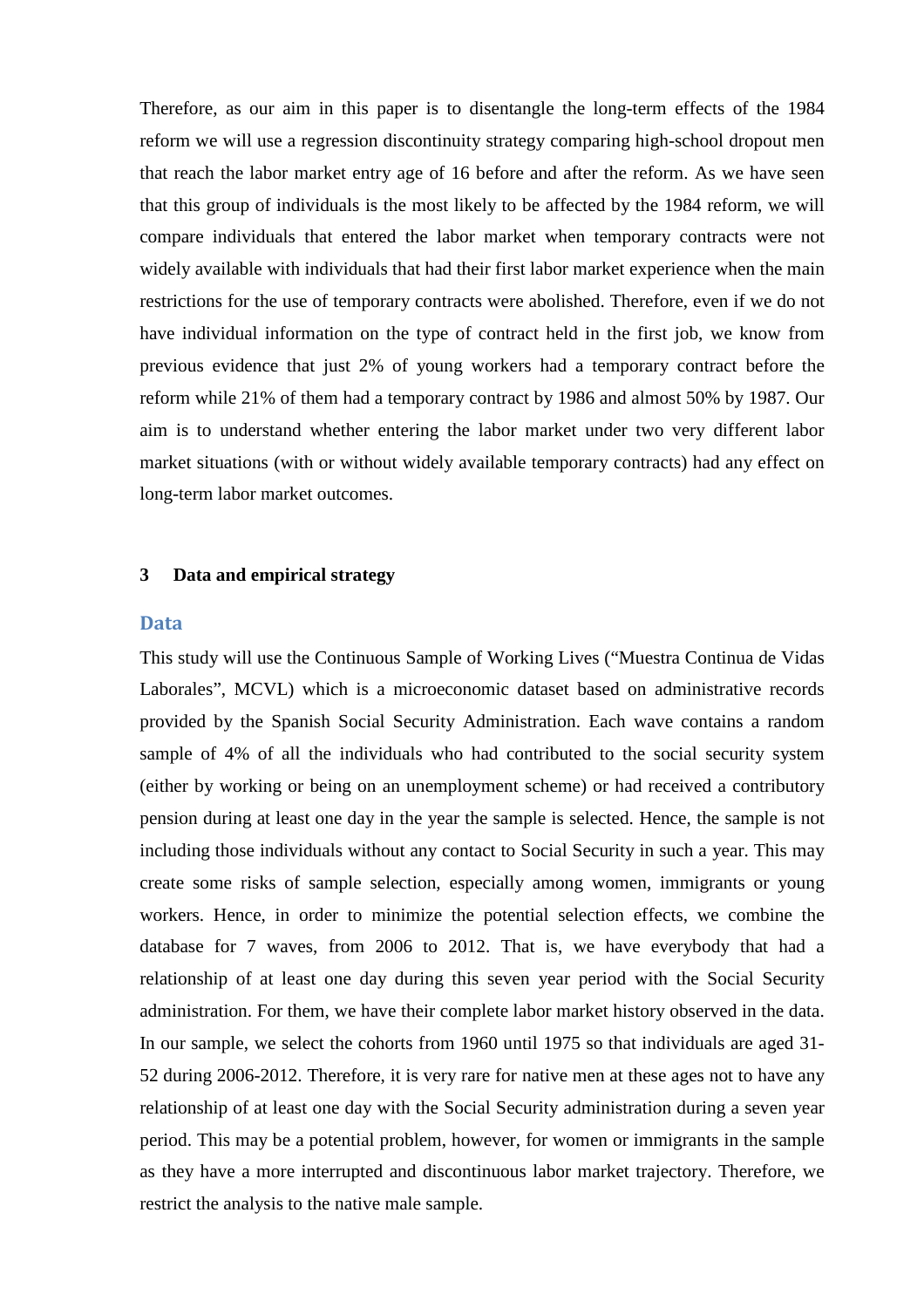Therefore, as our aim in this paper is to disentangle the long-term effects of the 1984 reform we will use a regression discontinuity strategy comparing high-school dropout men that reach the labor market entry age of 16 before and after the reform. As we have seen that this group of individuals is the most likely to be affected by the 1984 reform, we will compare individuals that entered the labor market when temporary contracts were not widely available with individuals that had their first labor market experience when the main restrictions for the use of temporary contracts were abolished. Therefore, even if we do not have individual information on the type of contract held in the first job, we know from previous evidence that just 2% of young workers had a temporary contract before the reform while 21% of them had a temporary contract by 1986 and almost 50% by 1987. Our aim is to understand whether entering the labor market under two very different labor market situations (with or without widely available temporary contracts) had any effect on long-term labor market outcomes.

## 3 Data and empirical strategy

### Data

This study will use the Continuous Sample of Working Lives ("Muestra Continua de Vidas Laborales", MCVL) which is a microeconomic dataset based on administrative records provided by the Spanish Social Security Administration. Each wave contains a random sample of 4% of all the individuals who had contributed to the social security system (either by working or being on an unemployment scheme) or had received a contributory pension during at least one day in the year the sample is selected. Hence, the sample is not including those individuals without any contact to Social Security in such a year. This may create some risks of sample selection, especially among women, immigrants or young workers. Hence, in order to minimize the potential selection effects, we combine the database for 7 waves, from 2006 to 2012. That is, we have everybody that had a relationship of at least one day during this seven year period with the Social Security administration. For them, we have their complete labor market history observed in the data. In our sample, we select the cohorts from 1960 until 1975 so that individuals are aged 31-52 during 2006-2012. Therefore, it is very rare for native men at these ages not to have any relationship of at least one day with the Social Security administration during a seven year period. This may be a potential problem, however, for women or immigrants in the sample as they have a more interrupted and discontinuous labor market trajectory. Therefore, we restrict the analysis to the native male sample.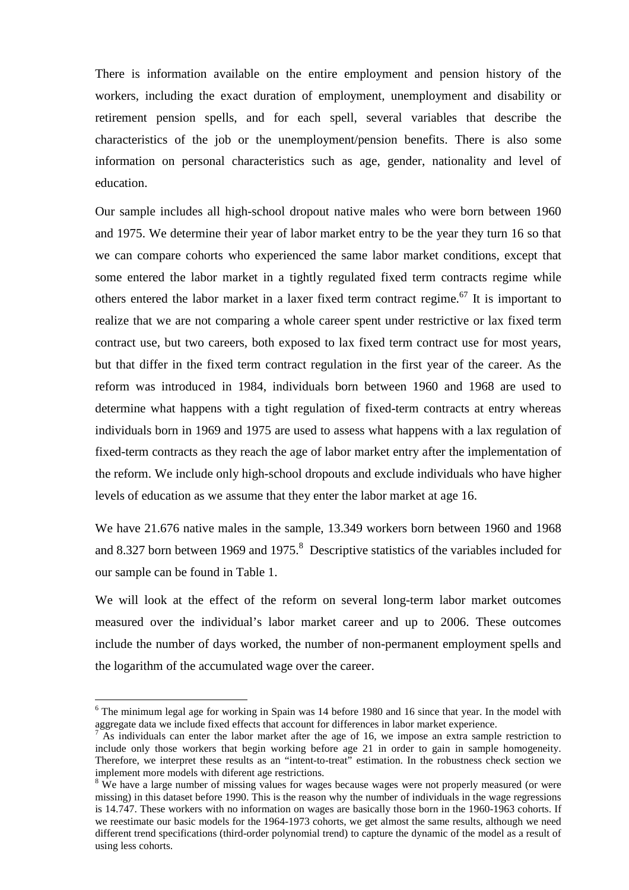There is information available on the entire employment and pension history of the workers, including the exact duration of employment, unemployment and disability or retirement pension spells, and for each spell, several variables that describe the characteristics of the job or the unemployment/pension benefits. There is also some information on personal characteristics such as age, gender, nationality and level of education.

Our sample includes all high-school dropout native males who were born between 1960 and 1975. We determine their year of labor market entry to be the year they turn 16 so that we can compare cohorts who experienced the same labor market conditions, except that some entered the labor market in a tightly regulated fixed term contracts regime while others entered the labor market in a laxer fixed term contract regime.[6][7] It is important to realize that we are not comparing a whole career spent under restrictive or lax fixed term contract use, but two careers, both exposed to lax fixed term contract use for most years, but that differ in the fixed term contract regulation in the first year of the career. As the reform was introduced in 1984, individuals born between 1960 and 1968 are used to determine what happens with a tight regulation of fixed-term contracts at entry whereas individuals born in 1969 and 1975 are used to assess what happens with a lax regulation of fixed-term contracts as they reach the age of labor market entry after the implementation of the reform. We include only high-school dropouts and exclude individuals who have higher levels of education as we assume that they enter the labor market at age 16.

We have 21.676 native males in the sample, 13.349 workers born between 1960 and 1968 and 8.327 born between 1969 and 1975.[8] Descriptive statistics of the variables included for our sample can be found in Table 1.

We will look at the effect of the reform on several long-term labor market outcomes measured over the individual's labor market career and up to 2006. These outcomes include the number of days worked, the number of non-permanent employment spells and the logarithm of the accumulated wage over the career.

[6] The minimum legal age for working in Spain was 14 before 1980 and 16 since that year. In the model with aggregate data we include fixed effects that account for differences in labor market experience.

[7] As individuals can enter the labor market after the age of 16, we impose an extra sample restriction to include only those workers that begin working before age 21 in order to gain in sample homogeneity. Therefore, we interpret these results as an "intent-to-treat" estimation. In the robustness check section we implement more models with diferent age restrictions.

[8] We have a large number of missing values for wages because wages were not properly measured (or were missing) in this dataset before 1990. This is the reason why the number of individuals in the wage regressions is 14.747. These workers with no information on wages are basically those born in the 1960-1963 cohorts. If we reestimate our basic models for the 1964-1973 cohorts, we get almost the same results, although we need different trend specifications (third-order polynomial trend) to capture the dynamic of the model as a result of using less cohorts.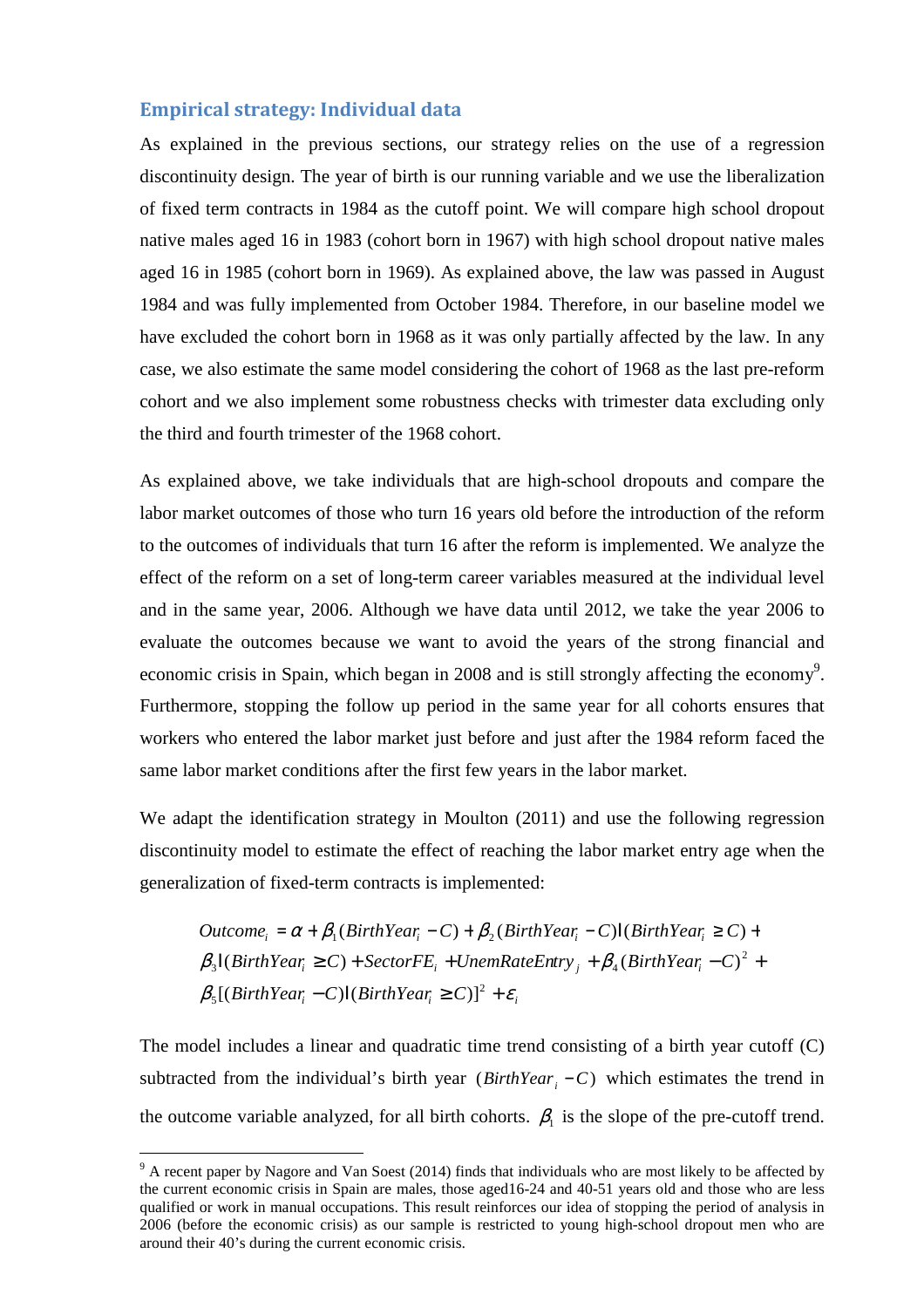## Empirical strategy: Individual data

As explained in the previous sections, our strategy relies on the use of a regression discontinuity design. The year of birth is our running variable and we use the liberalization of fixed term contracts in 1984 as the cutoff point. We will compare high school dropout native males aged 16 in 1983 (cohort born in 1967) with high school dropout native males aged 16 in 1985 (cohort born in 1969). As explained above, the law was passed in August 1984 and was fully implemented from October 1984. Therefore, in our baseline model we have excluded the cohort born in 1968 as it was only partially affected by the law. In any case, we also estimate the same model considering the cohort of 1968 as the last pre-reform cohort and we also implement some robustness checks with trimester data excluding only the third and fourth trimester of the 1968 cohort.

As explained above, we take individuals that are high-school dropouts and compare the labor market outcomes of those who turn 16 years old before the introduction of the reform to the outcomes of individuals that turn 16 after the reform is implemented. We analyze the effect of the reform on a set of long-term career variables measured at the individual level and in the same year, 2006. Although we have data until 2012, we take the year 2006 to evaluate the outcomes because we want to avoid the years of the strong financial and economic crisis in Spain, which began in 2008 and is still strongly affecting the economy[9]. Furthermore, stopping the follow up period in the same year for all cohorts ensures that workers who entered the labor market just before and just after the 1984 reform faced the same labor market conditions after the first few years in the labor market.

We adapt the identification strategy in Moulton (2011) and use the following regression discontinuity model to estimate the effect of reaching the labor market entry age when the generalization of fixed-term contracts is implemented:

$$
\begin{aligned}
Outcome_i &= \alpha + \beta_1 (BirthYear_i - C) + \beta_2 (BirthYear_i - C)\mathrm{I}(BirthYear_i \geq C) + \\
&\beta_3 \mathrm{I}(BirthYear_i \geq C) + SectorFE_i + UnemRateEntry_j + \beta_4 (BirthYear_i - C)^2 + \\
&\beta_5 [(BirthYear_i - C)\mathrm{I}(BirthYear_i \geq C)]^2 + \varepsilon_i
\end{aligned}
$$

The model includes a linear and quadratic time trend consisting of a birth year cutoff (C) subtracted from the individual's birth year $(BirthYear_i - C)$ which estimates the trend in the outcome variable analyzed, for all birth cohorts. $\beta_1$ is the slope of the pre-cutoff trend.

[9] A recent paper by Nagore and Van Soest (2014) finds that individuals who are most likely to be affected by the current economic crisis in Spain are males, those aged16-24 and 40-51 years old and those who are less qualified or work in manual occupations. This result reinforces our idea of stopping the period of analysis in 2006 (before the economic crisis) as our sample is restricted to young high-school dropout men who are around their 40's during the current economic crisis.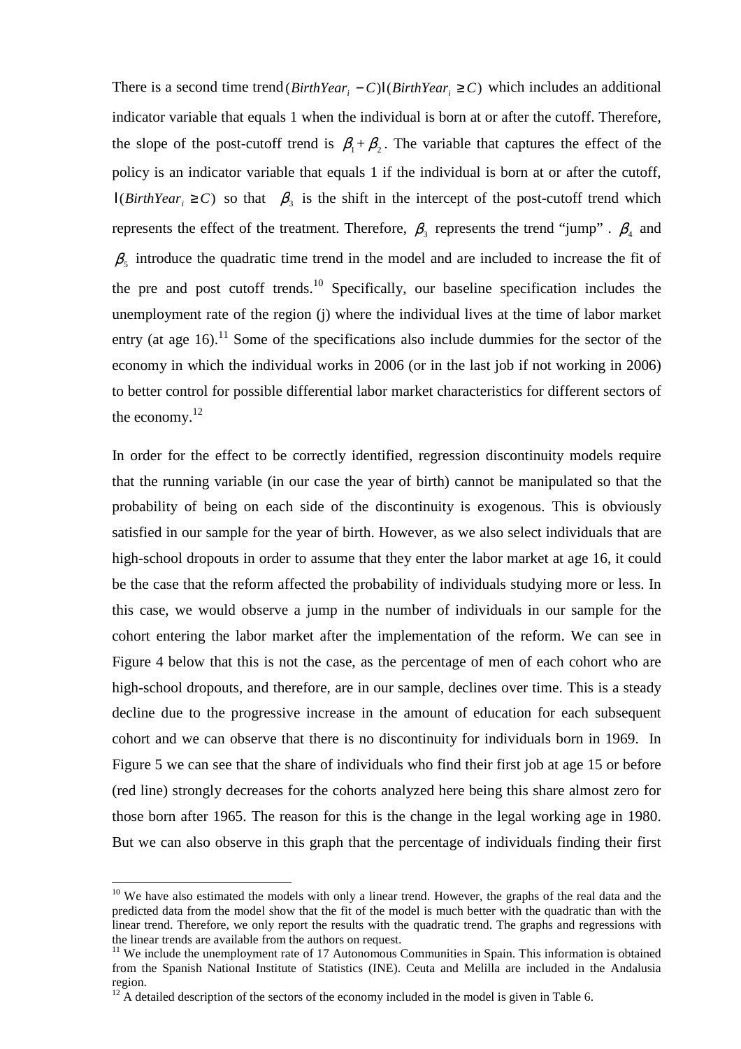There is a second time trend $(BirthYear_i - C)\mathrm{I}(BirthYear_i \geq C)$ which includes an additional indicator variable that equals 1 when the individual is born at or after the cutoff. Therefore, the slope of the post-cutoff trend is $\beta_1 + \beta_2$. The variable that captures the effect of the policy is an indicator variable that equals 1 if the individual is born at or after the cutoff, $\mathrm{I}(BirthYear_i \geq C)$ so that $\beta_3$ is the shift in the intercept of the post-cutoff trend which represents the effect of the treatment. Therefore, $\beta_3$ represents the trend "jump" . $\beta_4$ and $\beta_5$ introduce the quadratic time trend in the model and are included to increase the fit of the pre and post cutoff trends.[10] Specifically, our baseline specification includes the unemployment rate of the region (j) where the individual lives at the time of labor market entry (at age 16).[11] Some of the specifications also include dummies for the sector of the economy in which the individual works in 2006 (or in the last job if not working in 2006) to better control for possible differential labor market characteristics for different sectors of the economy.[12]

In order for the effect to be correctly identified, regression discontinuity models require that the running variable (in our case the year of birth) cannot be manipulated so that the probability of being on each side of the discontinuity is exogenous. This is obviously satisfied in our sample for the year of birth. However, as we also select individuals that are high-school dropouts in order to assume that they enter the labor market at age 16, it could be the case that the reform affected the probability of individuals studying more or less. In this case, we would observe a jump in the number of individuals in our sample for the cohort entering the labor market after the implementation of the reform. We can see in Figure 4 below that this is not the case, as the percentage of men of each cohort who are high-school dropouts, and therefore, are in our sample, declines over time. This is a steady decline due to the progressive increase in the amount of education for each subsequent cohort and we can observe that there is no discontinuity for individuals born in 1969. In Figure 5 we can see that the share of individuals who find their first job at age 15 or before (red line) strongly decreases for the cohorts analyzed here being this share almost zero for those born after 1965. The reason for this is the change in the legal working age in 1980. But we can also observe in this graph that the percentage of individuals finding their first

---

[10] We have also estimated the models with only a linear trend. However, the graphs of the real data and the predicted data from the model show that the fit of the model is much better with the quadratic than with the linear trend. Therefore, we only report the results with the quadratic trend. The graphs and regressions with the linear trends are available from the authors on request.

[11] We include the unemployment rate of 17 Autonomous Communities in Spain. This information is obtained from the Spanish National Institute of Statistics (INE). Ceuta and Melilla are included in the Andalusia region.

[12] A detailed description of the sectors of the economy included in the model is given in Table 6.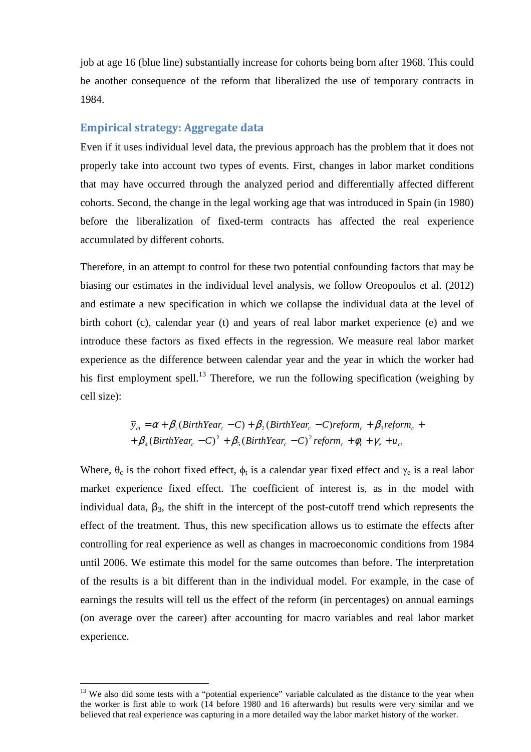job at age 16 (blue line) substantially increase for cohorts being born after 1968. This could be another consequence of the reform that liberalized the use of temporary contracts in 1984.

## Empirical strategy: Aggregate data

Even if it uses individual level data, the previous approach has the problem that it does not properly take into account two types of events. First, changes in labor market conditions that may have occurred through the analyzed period and differentially affected different cohorts. Second, the change in the legal working age that was introduced in Spain (in 1980) before the liberalization of fixed-term contracts has affected the real experience accumulated by different cohorts.

Therefore, in an attempt to control for these two potential confounding factors that may be biasing our estimates in the individual level analysis, we follow Oreopoulos et al. (2012) and estimate a new specification in which we collapse the individual data at the level of birth cohort (c), calendar year (t) and years of real labor market experience (e) and we introduce these factors as fixed effects in the regression. We measure real labor market experience as the difference between calendar year and the year in which the worker had his first employment spell.[13] Therefore, we run the following specification (weighing by cell size):

$$\bar{y}_{ct} = \alpha + \beta_1(BirthYear_c - C) + \beta_2(BirthYear_c - C)reform_c + \beta_3 reform_c + \\ + \beta_4(BirthYear_c - C)^2 + \beta_5(BirthYear_c - C)^2 reform_c + \phi_t + \gamma_e + u_{ct}$$

Where, $\theta_c$ is the cohort fixed effect, $\phi_t$ is a calendar year fixed effect and $\gamma_e$ is a real labor market experience fixed effect. The coefficient of interest is, as in the model with individual data, $\beta_3$, the shift in the intercept of the post-cutoff trend which represents the effect of the treatment. Thus, this new specification allows us to estimate the effects after controlling for real experience as well as changes in macroeconomic conditions from 1984 until 2006. We estimate this model for the same outcomes than before. The interpretation of the results is a bit different than in the individual model. For example, in the case of earnings the results will tell us the effect of the reform (in percentages) on annual earnings (on average over the career) after accounting for macro variables and real labor market experience.

---

[13] We also did some tests with a "potential experience" variable calculated as the distance to the year when the worker is first able to work (14 before 1980 and 16 afterwards) but results were very similar and we believed that real experience was capturing in a more detailed way the labor market history of the worker.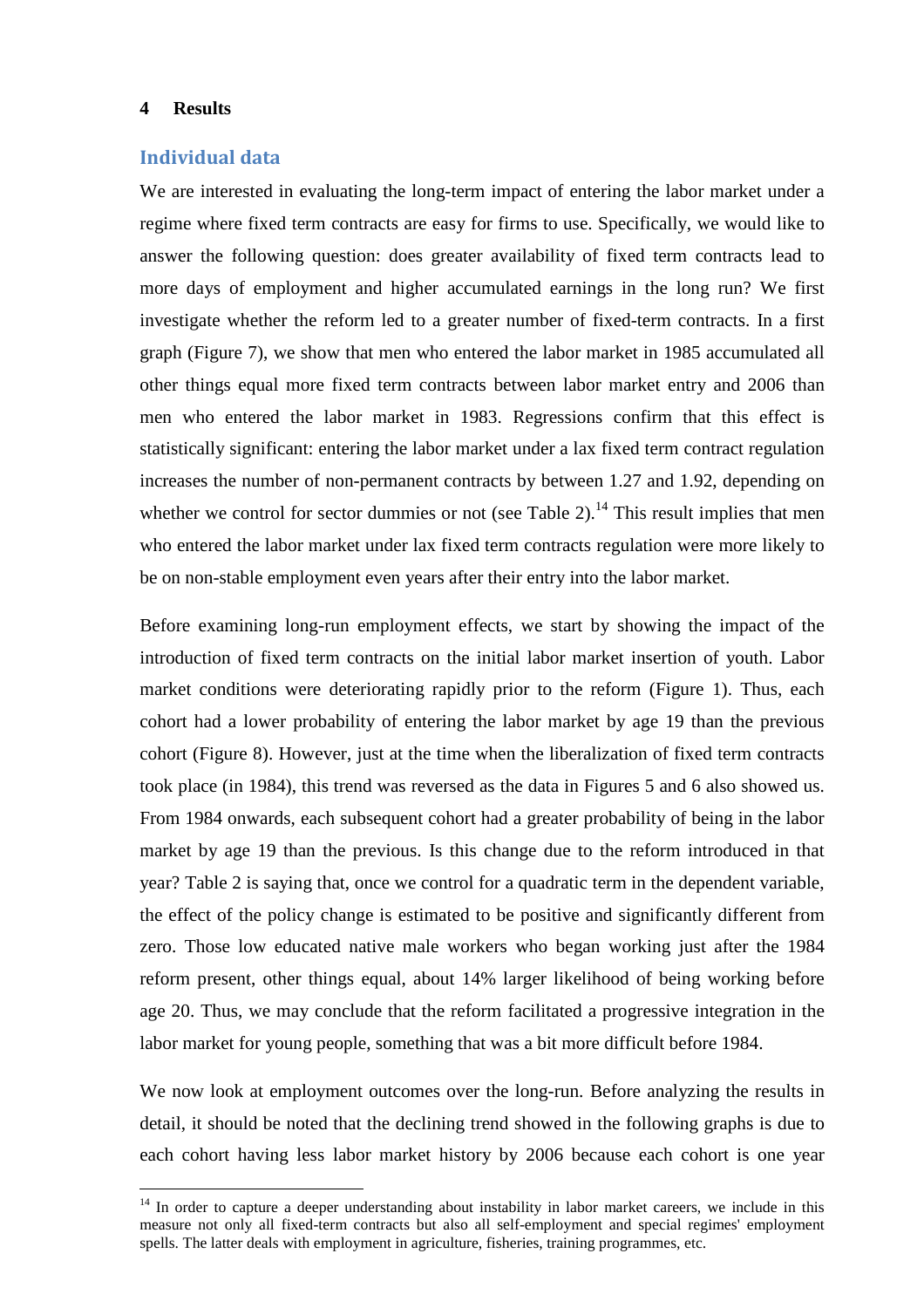## 4 Results

### Individual data

We are interested in evaluating the long-term impact of entering the labor market under a regime where fixed term contracts are easy for firms to use. Specifically, we would like to answer the following question: does greater availability of fixed term contracts lead to more days of employment and higher accumulated earnings in the long run? We first investigate whether the reform led to a greater number of fixed-term contracts. In a first graph (Figure 7), we show that men who entered the labor market in 1985 accumulated all other things equal more fixed term contracts between labor market entry and 2006 than men who entered the labor market in 1983. Regressions confirm that this effect is statistically significant: entering the labor market under a lax fixed term contract regulation increases the number of non-permanent contracts by between 1.27 and 1.92, depending on whether we control for sector dummies or not (see Table 2).[14] This result implies that men who entered the labor market under lax fixed term contracts regulation were more likely to be on non-stable employment even years after their entry into the labor market.

Before examining long-run employment effects, we start by showing the impact of the introduction of fixed term contracts on the initial labor market insertion of youth. Labor market conditions were deteriorating rapidly prior to the reform (Figure 1). Thus, each cohort had a lower probability of entering the labor market by age 19 than the previous cohort (Figure 8). However, just at the time when the liberalization of fixed term contracts took place (in 1984), this trend was reversed as the data in Figures 5 and 6 also showed us. From 1984 onwards, each subsequent cohort had a greater probability of being in the labor market by age 19 than the previous. Is this change due to the reform introduced in that year? Table 2 is saying that, once we control for a quadratic term in the dependent variable, the effect of the policy change is estimated to be positive and significantly different from zero. Those low educated native male workers who began working just after the 1984 reform present, other things equal, about 14% larger likelihood of being working before age 20. Thus, we may conclude that the reform facilitated a progressive integration in the labor market for young people, something that was a bit more difficult before 1984.

We now look at employment outcomes over the long-run. Before analyzing the results in detail, it should be noted that the declining trend showed in the following graphs is due to each cohort having less labor market history by 2006 because each cohort is one year

[14] In order to capture a deeper understanding about instability in labor market careers, we include in this measure not only all fixed-term contracts but also all self-employment and special regimes' employment spells. The latter deals with employment in agriculture, fisheries, training programmes, etc.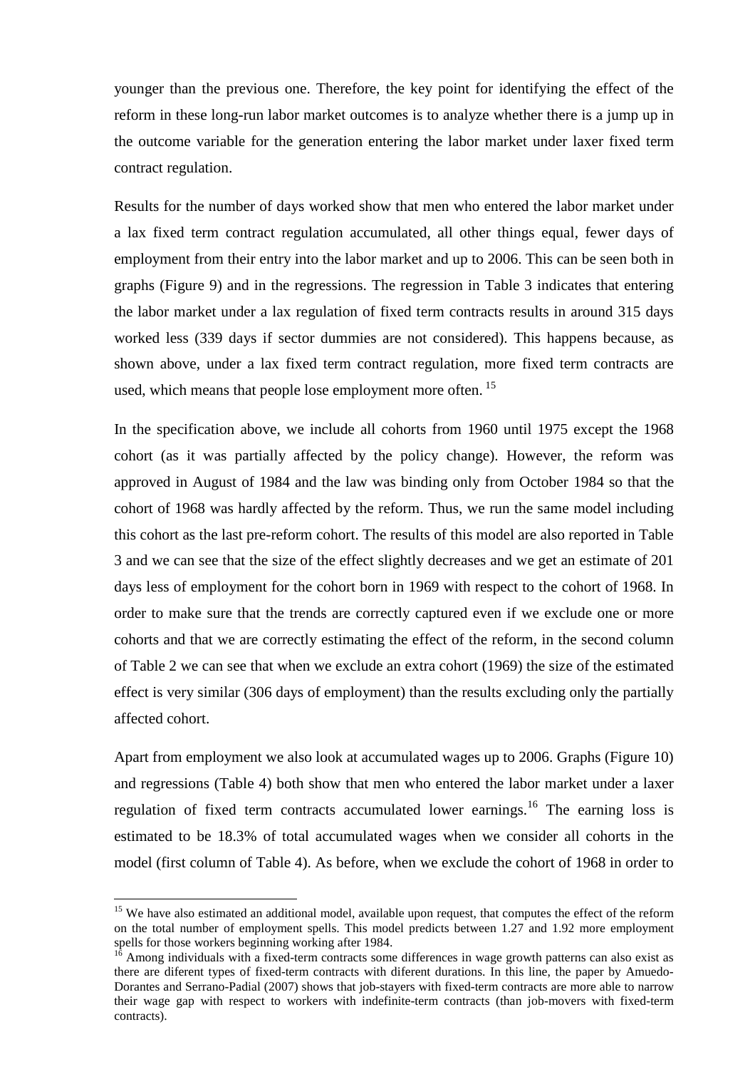younger than the previous one. Therefore, the key point for identifying the effect of the reform in these long-run labor market outcomes is to analyze whether there is a jump up in the outcome variable for the generation entering the labor market under laxer fixed term contract regulation.

Results for the number of days worked show that men who entered the labor market under a lax fixed term contract regulation accumulated, all other things equal, fewer days of employment from their entry into the labor market and up to 2006. This can be seen both in graphs (Figure 9) and in the regressions. The regression in Table 3 indicates that entering the labor market under a lax regulation of fixed term contracts results in around 315 days worked less (339 days if sector dummies are not considered). This happens because, as shown above, under a lax fixed term contract regulation, more fixed term contracts are used, which means that people lose employment more often. [15]

In the specification above, we include all cohorts from 1960 until 1975 except the 1968 cohort (as it was partially affected by the policy change). However, the reform was approved in August of 1984 and the law was binding only from October 1984 so that the cohort of 1968 was hardly affected by the reform. Thus, we run the same model including this cohort as the last pre-reform cohort. The results of this model are also reported in Table 3 and we can see that the size of the effect slightly decreases and we get an estimate of 201 days less of employment for the cohort born in 1969 with respect to the cohort of 1968. In order to make sure that the trends are correctly captured even if we exclude one or more cohorts and that we are correctly estimating the effect of the reform, in the second column of Table 2 we can see that when we exclude an extra cohort (1969) the size of the estimated effect is very similar (306 days of employment) than the results excluding only the partially affected cohort.

Apart from employment we also look at accumulated wages up to 2006. Graphs (Figure 10) and regressions (Table 4) both show that men who entered the labor market under a laxer regulation of fixed term contracts accumulated lower earnings.[16] The earning loss is estimated to be 18.3% of total accumulated wages when we consider all cohorts in the model (first column of Table 4). As before, when we exclude the cohort of 1968 in order to

---

[15] We have also estimated an additional model, available upon request, that computes the effect of the reform on the total number of employment spells. This model predicts between 1.27 and 1.92 more employment spells for those workers beginning working after 1984.

[16] Among individuals with a fixed-term contracts some differences in wage growth patterns can also exist as there are diferent types of fixed-term contracts with diferent durations. In this line, the paper by Amuedo-Dorantes and Serrano-Padial (2007) shows that job-stayers with fixed-term contracts are more able to narrow their wage gap with respect to workers with indefinite-term contracts (than job-movers with fixed-term contracts).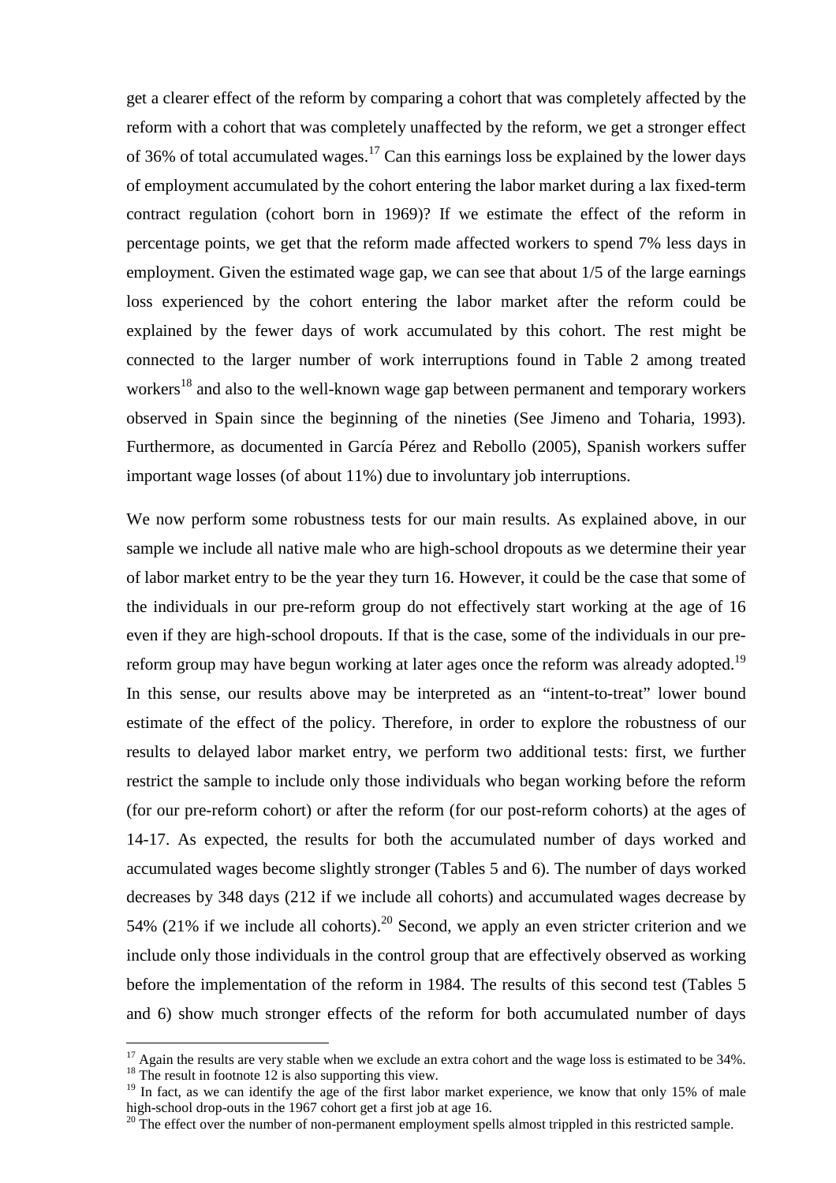get a clearer effect of the reform by comparing a cohort that was completely affected by the reform with a cohort that was completely unaffected by the reform, we get a stronger effect of 36% of total accumulated wages.[17] Can this earnings loss be explained by the lower days of employment accumulated by the cohort entering the labor market during a lax fixed-term contract regulation (cohort born in 1969)? If we estimate the effect of the reform in percentage points, we get that the reform made affected workers to spend 7% less days in employment. Given the estimated wage gap, we can see that about 1/5 of the large earnings loss experienced by the cohort entering the labor market after the reform could be explained by the fewer days of work accumulated by this cohort. The rest might be connected to the larger number of work interruptions found in Table 2 among treated workers[18] and also to the well-known wage gap between permanent and temporary workers observed in Spain since the beginning of the nineties (See Jimeno and Toharia, 1993). Furthermore, as documented in García Pérez and Rebollo (2005), Spanish workers suffer important wage losses (of about 11%) due to involuntary job interruptions.

We now perform some robustness tests for our main results. As explained above, in our sample we include all native male who are high-school dropouts as we determine their year of labor market entry to be the year they turn 16. However, it could be the case that some of the individuals in our pre-reform group do not effectively start working at the age of 16 even if they are high-school dropouts. If that is the case, some of the individuals in our pre-reform group may have begun working at later ages once the reform was already adopted.[19] In this sense, our results above may be interpreted as an "intent-to-treat" lower bound estimate of the effect of the policy. Therefore, in order to explore the robustness of our results to delayed labor market entry, we perform two additional tests: first, we further restrict the sample to include only those individuals who began working before the reform (for our pre-reform cohort) or after the reform (for our post-reform cohorts) at the ages of 14-17. As expected, the results for both the accumulated number of days worked and accumulated wages become slightly stronger (Tables 5 and 6). The number of days worked decreases by 348 days (212 if we include all cohorts) and accumulated wages decrease by 54% (21% if we include all cohorts).[20] Second, we apply an even stricter criterion and we include only those individuals in the control group that are effectively observed as working before the implementation of the reform in 1984. The results of this second test (Tables 5 and 6) show much stronger effects of the reform for both accumulated number of days

---

[17] Again the results are very stable when we exclude an extra cohort and the wage loss is estimated to be 34%.

[18] The result in footnote 12 is also supporting this view.

[19] In fact, as we can identify the age of the first labor market experience, we know that only 15% of male high-school drop-outs in the 1967 cohort get a first job at age 16.

[20] The effect over the number of non-permanent employment spells almost trippled in this restricted sample.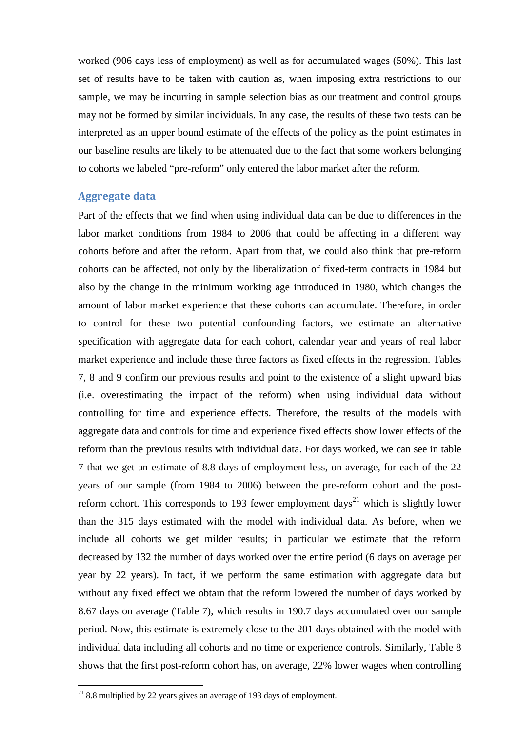worked (906 days less of employment) as well as for accumulated wages (50%). This last set of results have to be taken with caution as, when imposing extra restrictions to our sample, we may be incurring in sample selection bias as our treatment and control groups may not be formed by similar individuals. In any case, the results of these two tests can be interpreted as an upper bound estimate of the effects of the policy as the point estimates in our baseline results are likely to be attenuated due to the fact that some workers belonging to cohorts we labeled "pre-reform" only entered the labor market after the reform.

## Aggregate data

Part of the effects that we find when using individual data can be due to differences in the labor market conditions from 1984 to 2006 that could be affecting in a different way cohorts before and after the reform. Apart from that, we could also think that pre-reform cohorts can be affected, not only by the liberalization of fixed-term contracts in 1984 but also by the change in the minimum working age introduced in 1980, which changes the amount of labor market experience that these cohorts can accumulate. Therefore, in order to control for these two potential confounding factors, we estimate an alternative specification with aggregate data for each cohort, calendar year and years of real labor market experience and include these three factors as fixed effects in the regression. Tables 7, 8 and 9 confirm our previous results and point to the existence of a slight upward bias (i.e. overestimating the impact of the reform) when using individual data without controlling for time and experience effects. Therefore, the results of the models with aggregate data and controls for time and experience fixed effects show lower effects of the reform than the previous results with individual data. For days worked, we can see in table 7 that we get an estimate of 8.8 days of employment less, on average, for each of the 22 years of our sample (from 1984 to 2006) between the pre-reform cohort and the post-reform cohort. This corresponds to 193 fewer employment days[21] which is slightly lower than the 315 days estimated with the model with individual data. As before, when we include all cohorts we get milder results; in particular we estimate that the reform decreased by 132 the number of days worked over the entire period (6 days on average per year by 22 years). In fact, if we perform the same estimation with aggregate data but without any fixed effect we obtain that the reform lowered the number of days worked by 8.67 days on average (Table 7), which results in 190.7 days accumulated over our sample period. Now, this estimate is extremely close to the 201 days obtained with the model with individual data including all cohorts and no time or experience controls. Similarly, Table 8 shows that the first post-reform cohort has, on average, 22% lower wages when controlling

[21] 8.8 multiplied by 22 years gives an average of 193 days of employment.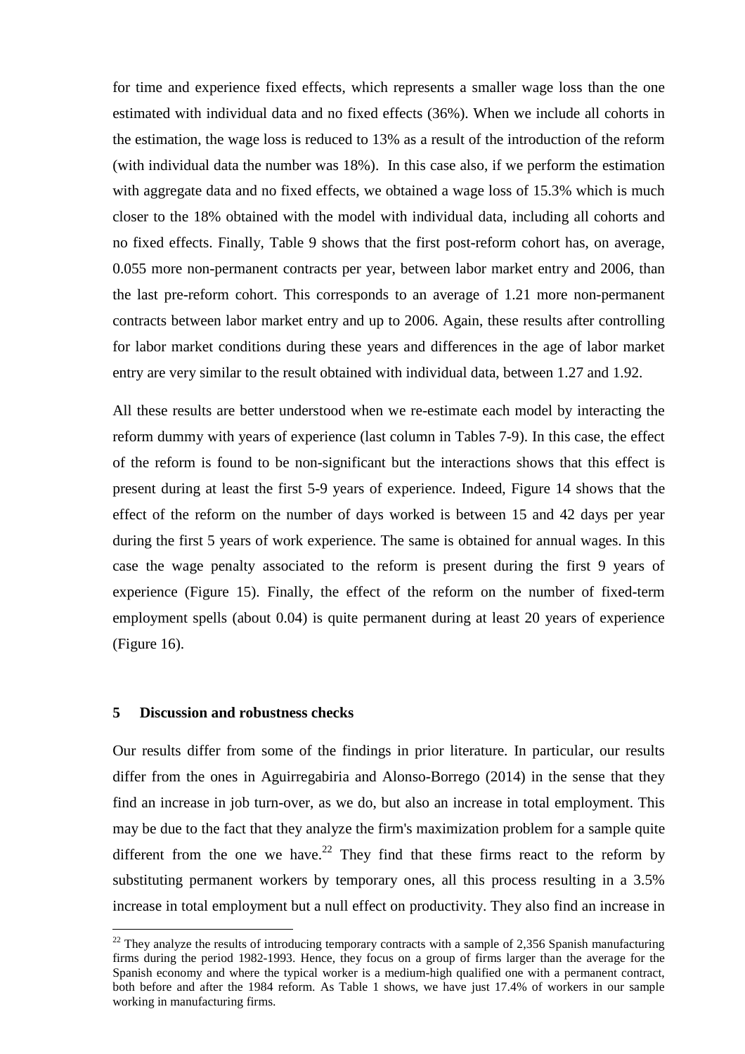for time and experience fixed effects, which represents a smaller wage loss than the one estimated with individual data and no fixed effects (36%). When we include all cohorts in the estimation, the wage loss is reduced to 13% as a result of the introduction of the reform (with individual data the number was 18%). In this case also, if we perform the estimation with aggregate data and no fixed effects, we obtained a wage loss of 15.3% which is much closer to the 18% obtained with the model with individual data, including all cohorts and no fixed effects. Finally, Table 9 shows that the first post-reform cohort has, on average, 0.055 more non-permanent contracts per year, between labor market entry and 2006, than the last pre-reform cohort. This corresponds to an average of 1.21 more non-permanent contracts between labor market entry and up to 2006. Again, these results after controlling for labor market conditions during these years and differences in the age of labor market entry are very similar to the result obtained with individual data, between 1.27 and 1.92.

All these results are better understood when we re-estimate each model by interacting the reform dummy with years of experience (last column in Tables 7-9). In this case, the effect of the reform is found to be non-significant but the interactions shows that this effect is present during at least the first 5-9 years of experience. Indeed, Figure 14 shows that the effect of the reform on the number of days worked is between 15 and 42 days per year during the first 5 years of work experience. The same is obtained for annual wages. In this case the wage penalty associated to the reform is present during the first 9 years of experience (Figure 15). Finally, the effect of the reform on the number of fixed-term employment spells (about 0.04) is quite permanent during at least 20 years of experience (Figure 16).

## 5 Discussion and robustness checks

Our results differ from some of the findings in prior literature. In particular, our results differ from the ones in Aguirregabiria and Alonso-Borrego (2014) in the sense that they find an increase in job turn-over, as we do, but also an increase in total employment. This may be due to the fact that they analyze the firm's maximization problem for a sample quite different from the one we have.[22] They find that these firms react to the reform by substituting permanent workers by temporary ones, all this process resulting in a 3.5% increase in total employment but a null effect on productivity. They also find an increase in

[22] They analyze the results of introducing temporary contracts with a sample of 2,356 Spanish manufacturing firms during the period 1982-1993. Hence, they focus on a group of firms larger than the average for the Spanish economy and where the typical worker is a medium-high qualified one with a permanent contract, both before and after the 1984 reform. As Table 1 shows, we have just 17.4% of workers in our sample working in manufacturing firms.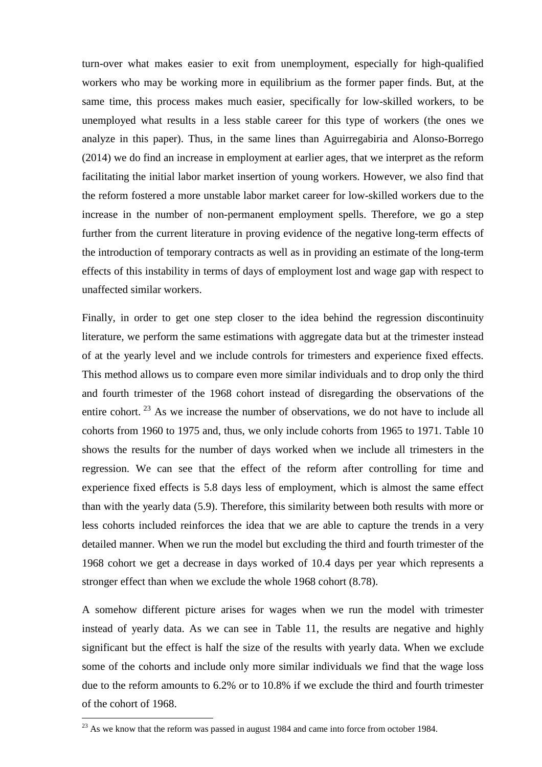turn-over what makes easier to exit from unemployment, especially for high-qualified workers who may be working more in equilibrium as the former paper finds. But, at the same time, this process makes much easier, specifically for low-skilled workers, to be unemployed what results in a less stable career for this type of workers (the ones we analyze in this paper). Thus, in the same lines than Aguirregabiria and Alonso-Borrego (2014) we do find an increase in employment at earlier ages, that we interpret as the reform facilitating the initial labor market insertion of young workers. However, we also find that the reform fostered a more unstable labor market career for low-skilled workers due to the increase in the number of non-permanent employment spells. Therefore, we go a step further from the current literature in proving evidence of the negative long-term effects of the introduction of temporary contracts as well as in providing an estimate of the long-term effects of this instability in terms of days of employment lost and wage gap with respect to unaffected similar workers.

Finally, in order to get one step closer to the idea behind the regression discontinuity literature, we perform the same estimations with aggregate data but at the trimester instead of at the yearly level and we include controls for trimesters and experience fixed effects. This method allows us to compare even more similar individuals and to drop only the third and fourth trimester of the 1968 cohort instead of disregarding the observations of the entire cohort. [23] As we increase the number of observations, we do not have to include all cohorts from 1960 to 1975 and, thus, we only include cohorts from 1965 to 1971. Table 10 shows the results for the number of days worked when we include all trimesters in the regression. We can see that the effect of the reform after controlling for time and experience fixed effects is 5.8 days less of employment, which is almost the same effect than with the yearly data (5.9). Therefore, this similarity between both results with more or less cohorts included reinforces the idea that we are able to capture the trends in a very detailed manner. When we run the model but excluding the third and fourth trimester of the 1968 cohort we get a decrease in days worked of 10.4 days per year which represents a stronger effect than when we exclude the whole 1968 cohort (8.78).

A somehow different picture arises for wages when we run the model with trimester instead of yearly data. As we can see in Table 11, the results are negative and highly significant but the effect is half the size of the results with yearly data. When we exclude some of the cohorts and include only more similar individuals we find that the wage loss due to the reform amounts to 6.2% or to 10.8% if we exclude the third and fourth trimester of the cohort of 1968.

[23] As we know that the reform was passed in august 1984 and came into force from october 1984.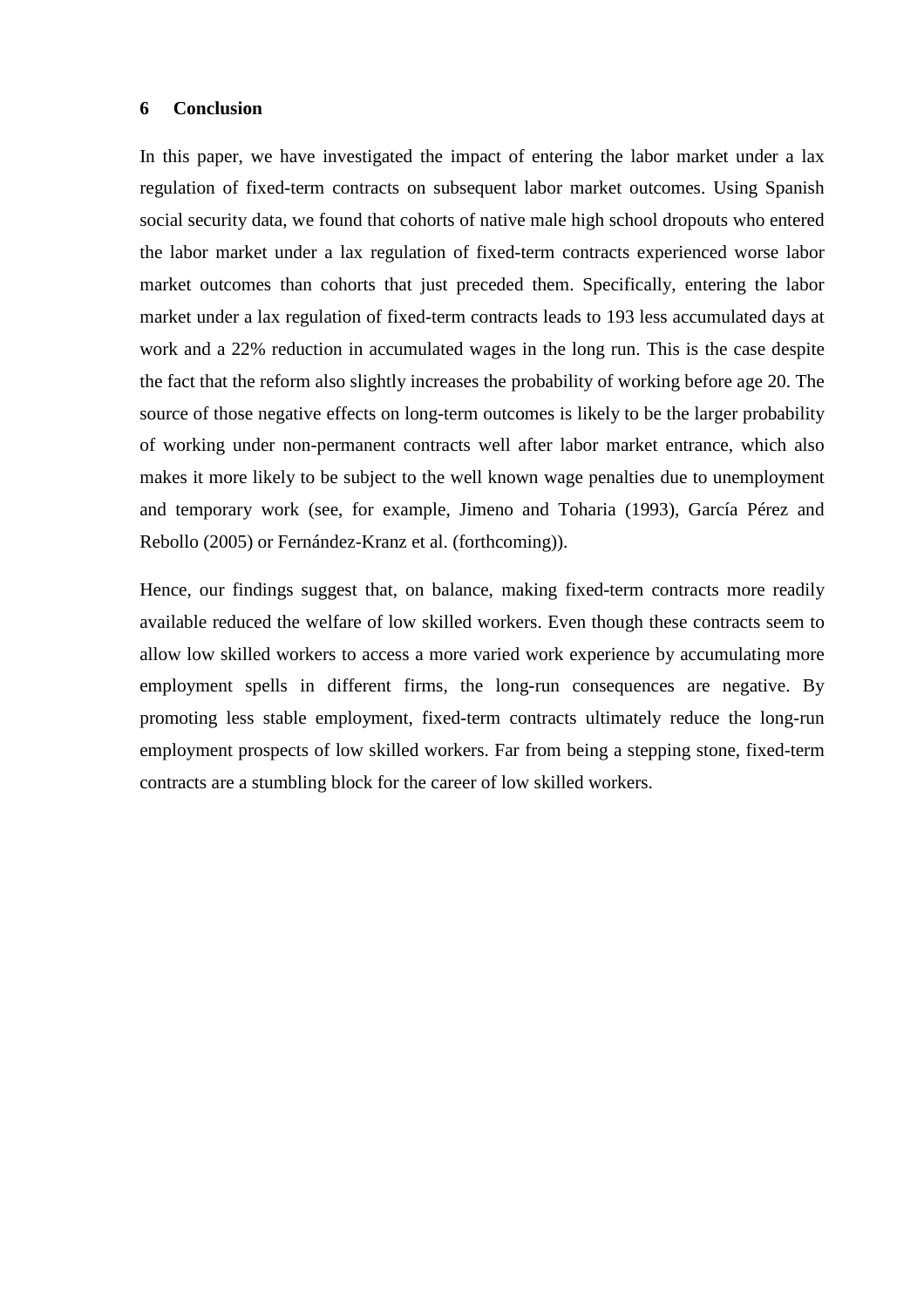## 6 Conclusion

In this paper, we have investigated the impact of entering the labor market under a lax regulation of fixed-term contracts on subsequent labor market outcomes. Using Spanish social security data, we found that cohorts of native male high school dropouts who entered the labor market under a lax regulation of fixed-term contracts experienced worse labor market outcomes than cohorts that just preceded them. Specifically, entering the labor market under a lax regulation of fixed-term contracts leads to 193 less accumulated days at work and a 22% reduction in accumulated wages in the long run. This is the case despite the fact that the reform also slightly increases the probability of working before age 20. The source of those negative effects on long-term outcomes is likely to be the larger probability of working under non-permanent contracts well after labor market entrance, which also makes it more likely to be subject to the well known wage penalties due to unemployment and temporary work (see, for example, Jimeno and Toharia (1993), García Pérez and Rebollo (2005) or Fernández-Kranz et al. (forthcoming)).

Hence, our findings suggest that, on balance, making fixed-term contracts more readily available reduced the welfare of low skilled workers. Even though these contracts seem to allow low skilled workers to access a more varied work experience by accumulating more employment spells in different firms, the long-run consequences are negative. By promoting less stable employment, fixed-term contracts ultimately reduce the long-run employment prospects of low skilled workers. Far from being a stepping stone, fixed-term contracts are a stumbling block for the career of low skilled workers.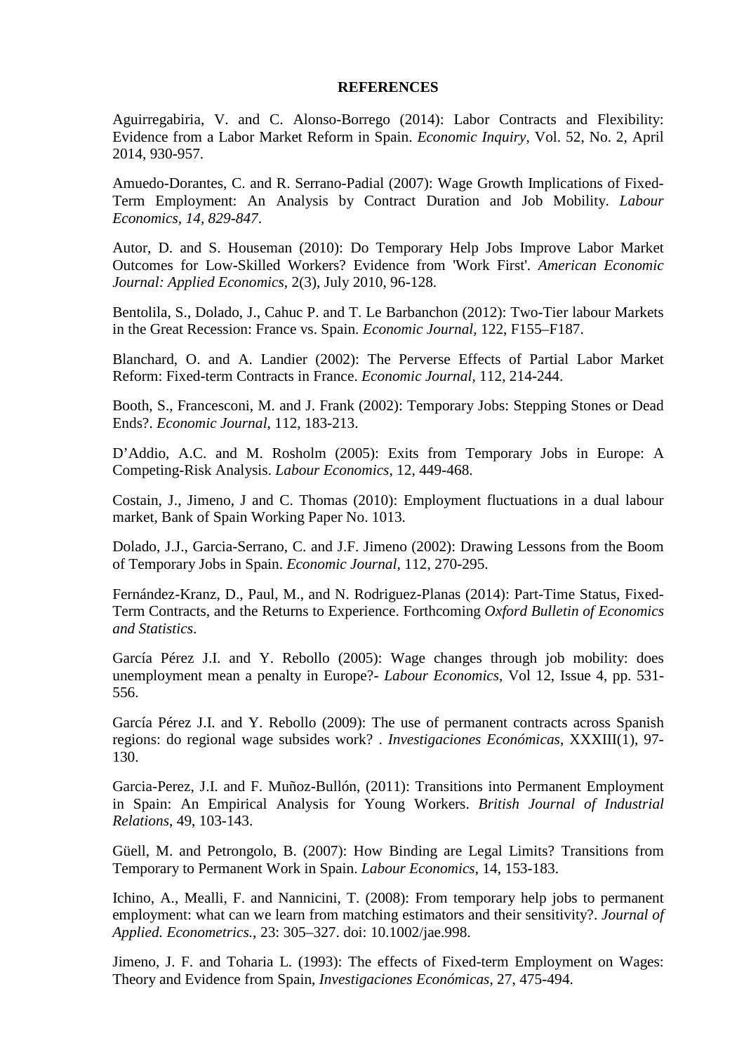## REFERENCES

Aguirregabiria, V. and C. Alonso-Borrego (2014): Labor Contracts and Flexibility: Evidence from a Labor Market Reform in Spain. *Economic Inquiry*, Vol. 52, No. 2, April 2014, 930-957.

Amuedo-Dorantes, C. and R. Serrano-Padial (2007): Wage Growth Implications of Fixed-Term Employment: An Analysis by Contract Duration and Job Mobility. *Labour Economics, 14, 829-847.*

Autor, D. and S. Houseman (2010): Do Temporary Help Jobs Improve Labor Market Outcomes for Low-Skilled Workers? Evidence from 'Work First'. *American Economic Journal: Applied Economics*, 2(3), July 2010, 96-128.

Bentolila, S., Dolado, J., Cahuc P. and T. Le Barbanchon (2012): Two-Tier labour Markets in the Great Recession: France vs. Spain. *Economic Journal*, 122, F155–F187.

Blanchard, O. and A. Landier (2002): The Perverse Effects of Partial Labor Market Reform: Fixed-term Contracts in France. *Economic Journal*, 112, 214-244.

Booth, S., Francesconi, M. and J. Frank (2002): Temporary Jobs: Stepping Stones or Dead Ends?. *Economic Journal*, 112, 183-213.

D'Addio, A.C. and M. Rosholm (2005): Exits from Temporary Jobs in Europe: A Competing-Risk Analysis. *Labour Economics*, 12, 449-468.

Costain, J., Jimeno, J and C. Thomas (2010): Employment fluctuations in a dual labour market, Bank of Spain Working Paper No. 1013.

Dolado, J.J., Garcia-Serrano, C. and J.F. Jimeno (2002): Drawing Lessons from the Boom of Temporary Jobs in Spain. *Economic Journal*, 112, 270-295.

Fernández-Kranz, D., Paul, M., and N. Rodriguez-Planas (2014): Part-Time Status, Fixed-Term Contracts, and the Returns to Experience. Forthcoming *Oxford Bulletin of Economics and Statistics*.

García Pérez J.I. and Y. Rebollo (2005): Wage changes through job mobility: does unemployment mean a penalty in Europe?- *Labour Economics*, Vol 12, Issue 4, pp. 531-556.

García Pérez J.I. and Y. Rebollo (2009): The use of permanent contracts across Spanish regions: do regional wage subsides work? . *Investigaciones Económicas*, XXXIII(1), 97-130.

Garcia-Perez, J.I. and F. Muñoz-Bullón, (2011): Transitions into Permanent Employment in Spain: An Empirical Analysis for Young Workers. *British Journal of Industrial Relations*, 49, 103-143.

Güell, M. and Petrongolo, B. (2007): How Binding are Legal Limits? Transitions from Temporary to Permanent Work in Spain. *Labour Economics*, 14, 153-183.

Ichino, A., Mealli, F. and Nannicini, T. (2008): From temporary help jobs to permanent employment: what can we learn from matching estimators and their sensitivity?. *Journal of Applied. Econometrics.*, 23: 305–327. doi: 10.1002/jae.998.

Jimeno, J. F. and Toharia L. (1993): The effects of Fixed-term Employment on Wages: Theory and Evidence from Spain, *Investigaciones Económicas*, 27, 475-494.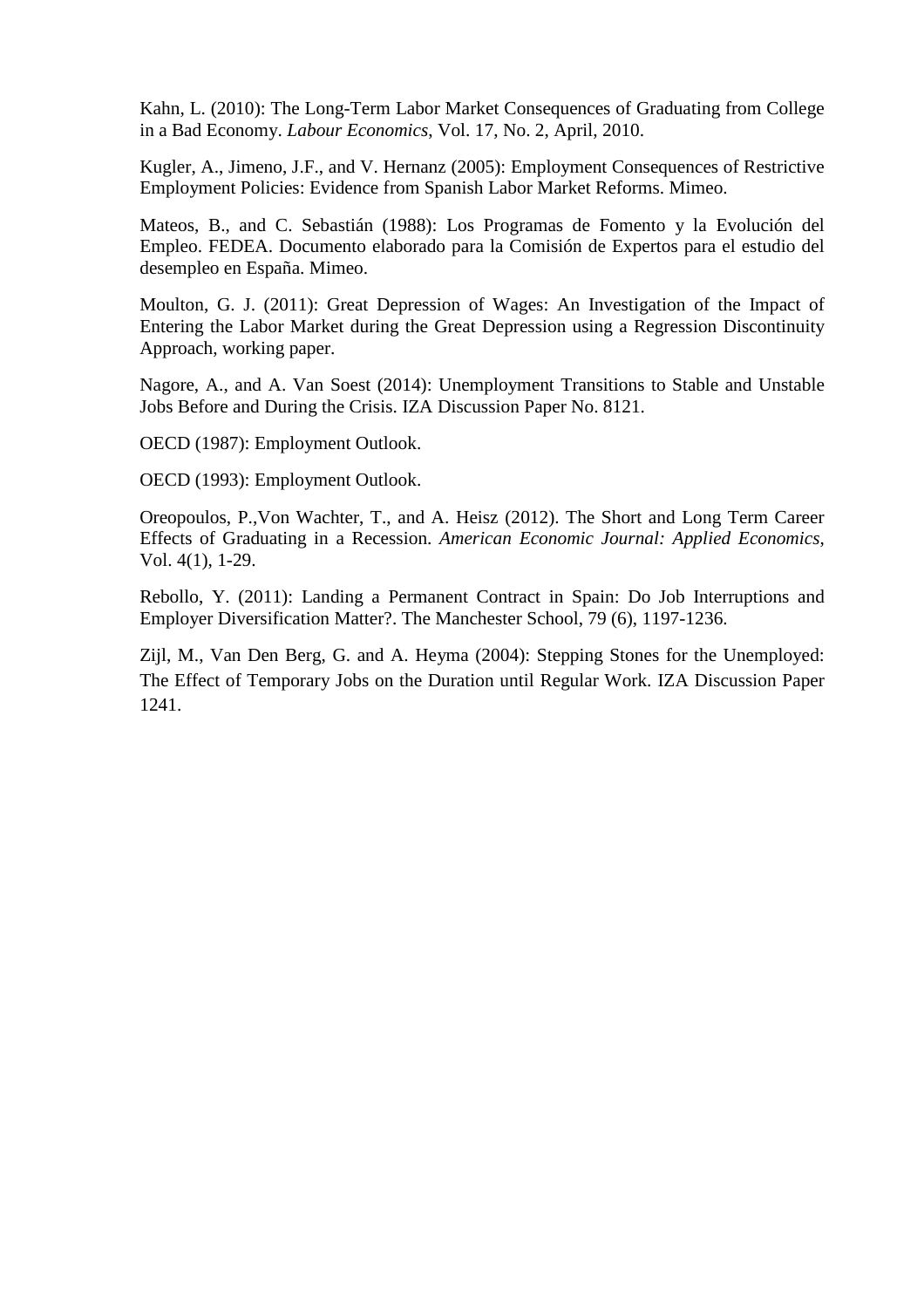Kahn, L. (2010): The Long-Term Labor Market Consequences of Graduating from College in a Bad Economy. *Labour Economics*, Vol. 17, No. 2, April, 2010.

Kugler, A., Jimeno, J.F., and V. Hernanz (2005): Employment Consequences of Restrictive Employment Policies: Evidence from Spanish Labor Market Reforms. Mimeo.

Mateos, B., and C. Sebastián (1988): Los Programas de Fomento y la Evolución del Empleo. FEDEA. Documento elaborado para la Comisión de Expertos para el estudio del desempleo en España. Mimeo.

Moulton, G. J. (2011): Great Depression of Wages: An Investigation of the Impact of Entering the Labor Market during the Great Depression using a Regression Discontinuity Approach, working paper.

Nagore, A., and A. Van Soest (2014): Unemployment Transitions to Stable and Unstable Jobs Before and During the Crisis. IZA Discussion Paper No. 8121.

OECD (1987): Employment Outlook.

OECD (1993): Employment Outlook.

Oreopoulos, P.,Von Wachter, T., and A. Heisz (2012). The Short and Long Term Career Effects of Graduating in a Recession. *American Economic Journal: Applied Economics*, Vol. 4(1), 1-29.

Rebollo, Y. (2011): Landing a Permanent Contract in Spain: Do Job Interruptions and Employer Diversification Matter?. The Manchester School, 79 (6), 1197-1236.

Zijl, M., Van Den Berg, G. and A. Heyma (2004): Stepping Stones for the Unemployed: The Effect of Temporary Jobs on the Duration until Regular Work. IZA Discussion Paper 1241.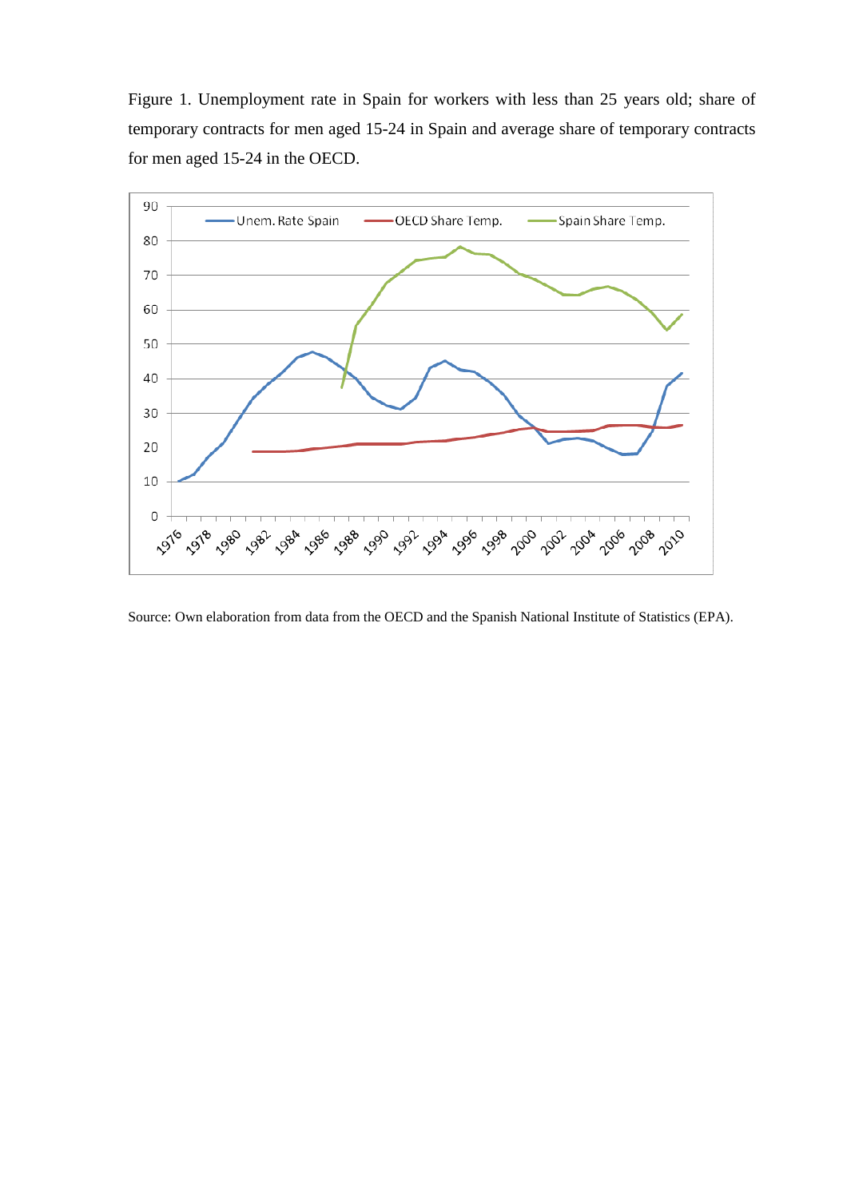Figure 1. Unemployment rate in Spain for workers with less than 25 years old; share of temporary contracts for men aged 15-24 in Spain and average share of temporary contracts for men aged 15-24 in the OECD.

Source: Own elaboration from data from the OECD and the Spanish National Institute of Statistics (EPA).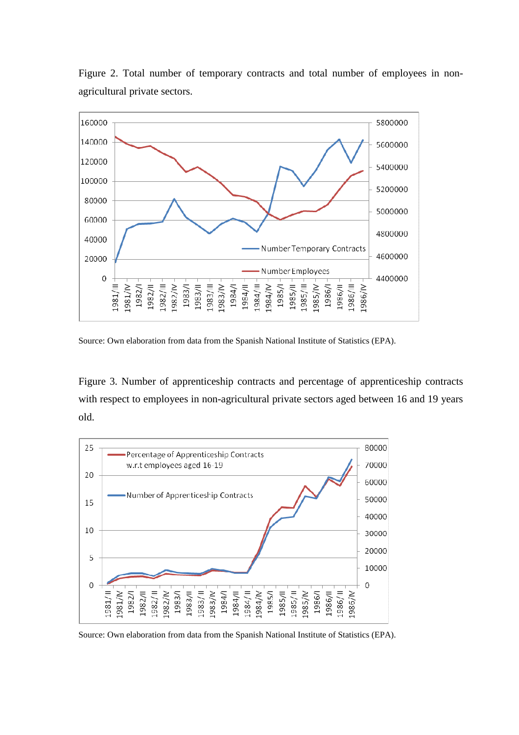Figure 2. Total number of temporary contracts and total number of employees in non-agricultural private sectors.

Source: Own elaboration from data from the Spanish National Institute of Statistics (EPA).

Figure 3. Number of apprenticeship contracts and percentage of apprenticeship contracts with respect to employees in non-agricultural private sectors aged between 16 and 19 years old.

Source: Own elaboration from data from the Spanish National Institute of Statistics (EPA).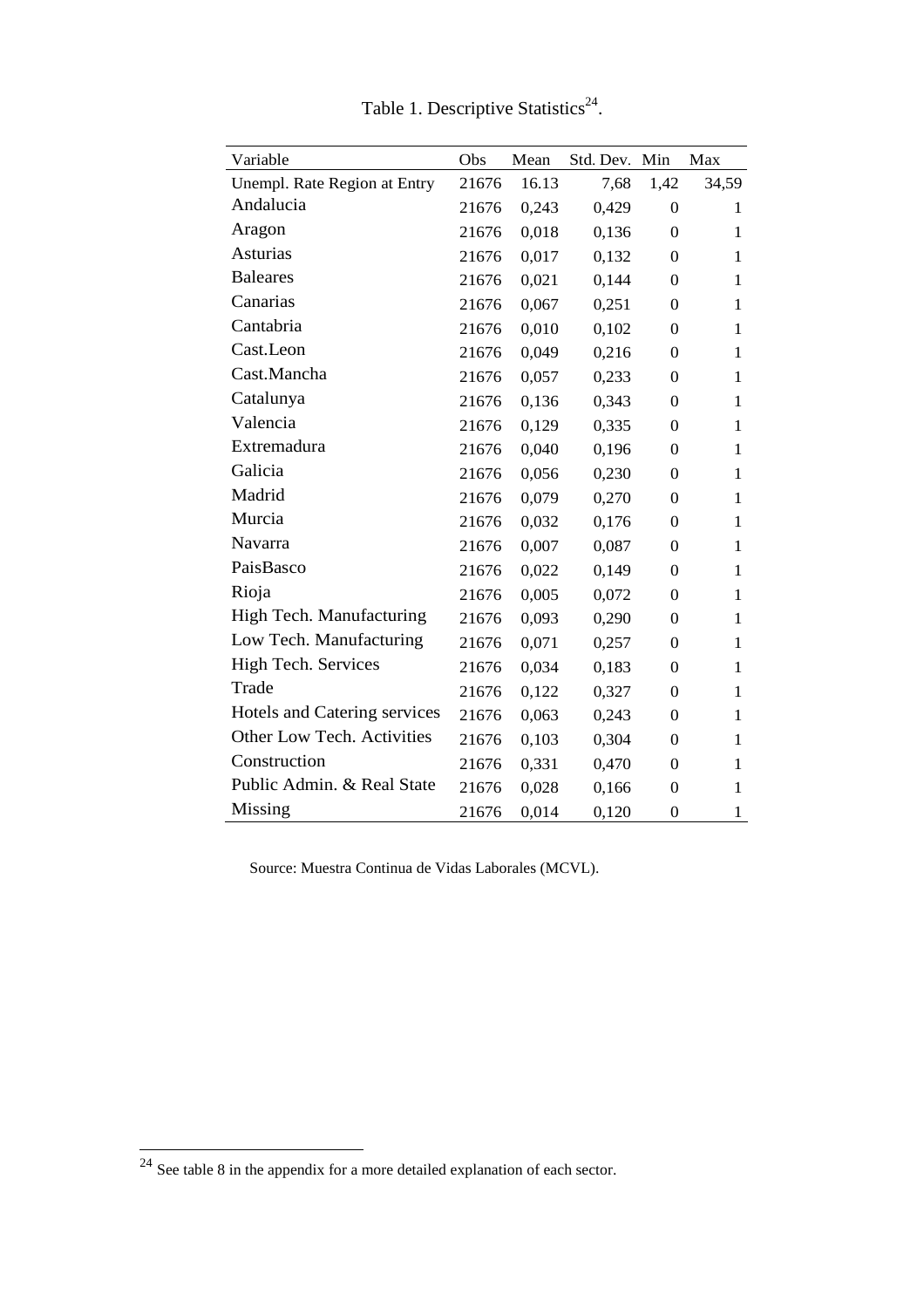Table 1. Descriptive Statistics[24].

| Variable | Obs | Mean | Std. Dev. | Min | Max |
|---|---|---|---|---|---|
| Unempl. Rate Region at Entry | 21676 | 16.13 | 7,68 | 1,42 | 34,59 |
| Andalucia | 21676 | 0,243 | 0,429 | 0 | 1 |
| Aragon | 21676 | 0,018 | 0,136 | 0 | 1 |
| Asturias | 21676 | 0,017 | 0,132 | 0 | 1 |
| Baleares | 21676 | 0,021 | 0,144 | 0 | 1 |
| Canarias | 21676 | 0,067 | 0,251 | 0 | 1 |
| Cantabria | 21676 | 0,010 | 0,102 | 0 | 1 |
| Cast.Leon | 21676 | 0,049 | 0,216 | 0 | 1 |
| Cast.Mancha | 21676 | 0,057 | 0,233 | 0 | 1 |
| Catalunya | 21676 | 0,136 | 0,343 | 0 | 1 |
| Valencia | 21676 | 0,129 | 0,335 | 0 | 1 |
| Extremadura | 21676 | 0,040 | 0,196 | 0 | 1 |
| Galicia | 21676 | 0,056 | 0,230 | 0 | 1 |
| Madrid | 21676 | 0,079 | 0,270 | 0 | 1 |
| Murcia | 21676 | 0,032 | 0,176 | 0 | 1 |
| Navarra | 21676 | 0,007 | 0,087 | 0 | 1 |
| PaisBasco | 21676 | 0,022 | 0,149 | 0 | 1 |
| Rioja | 21676 | 0,005 | 0,072 | 0 | 1 |
| High Tech. Manufacturing | 21676 | 0,093 | 0,290 | 0 | 1 |
| Low Tech. Manufacturing | 21676 | 0,071 | 0,257 | 0 | 1 |
| High Tech. Services | 21676 | 0,034 | 0,183 | 0 | 1 |
| Trade | 21676 | 0,122 | 0,327 | 0 | 1 |
| Hotels and Catering services | 21676 | 0,063 | 0,243 | 0 | 1 |
| Other Low Tech. Activities | 21676 | 0,103 | 0,304 | 0 | 1 |
| Construction | 21676 | 0,331 | 0,470 | 0 | 1 |
| Public Admin. & Real State | 21676 | 0,028 | 0,166 | 0 | 1 |
| Missing | 21676 | 0,014 | 0,120 | 0 | 1 |

Source: Muestra Continua de Vidas Laborales (MCVL).

[24] See table 8 in the appendix for a more detailed explanation of each sector.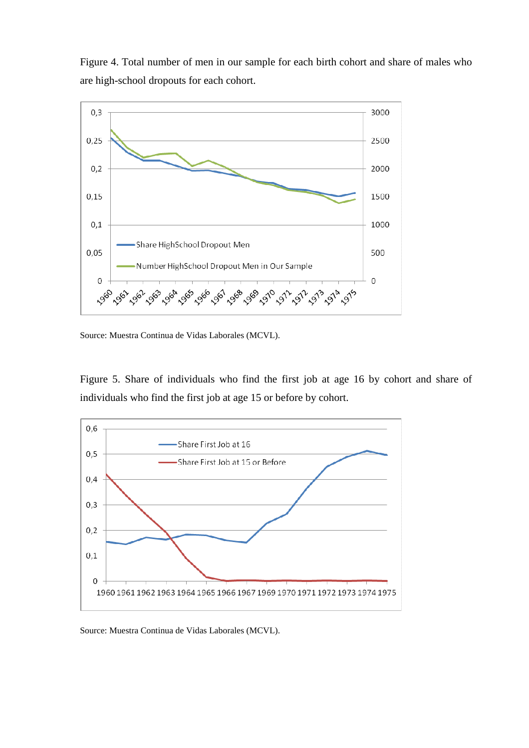Figure 4. Total number of men in our sample for each birth cohort and share of males who are high-school dropouts for each cohort.

Source: Muestra Continua de Vidas Laborales (MCVL).

Figure 5. Share of individuals who find the first job at age 16 by cohort and share of individuals who find the first job at age 15 or before by cohort.

Source: Muestra Continua de Vidas Laborales (MCVL).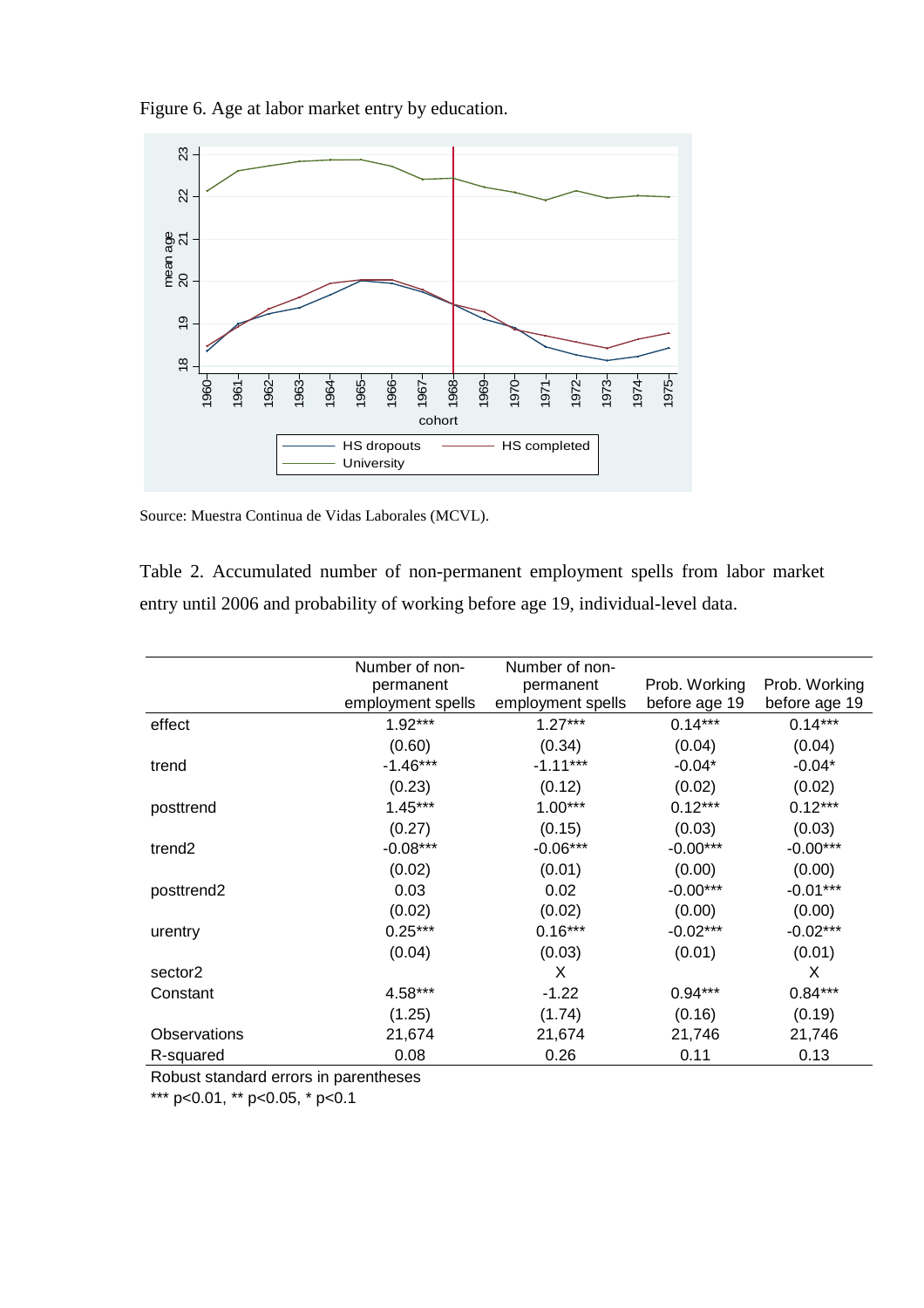Figure 6. Age at labor market entry by education.

Source: Muestra Continua de Vidas Laborales (MCVL).

Table 2. Accumulated number of non-permanent employment spells from labor market entry until 2006 and probability of working before age 19, individual-level data.

| | Number of non-permanent employment spells | Number of non-permanent employment spells | Prob. Working before age 19 | Prob. Working before age 19 |
|---|---|---|---|---|
| effect | 1.92*** | 1.27*** | 0.14*** | 0.14*** |
| | (0.60) | (0.34) | (0.04) | (0.04) |
| trend | -1.46*** | -1.11*** | -0.04* | -0.04* |
| | (0.23) | (0.12) | (0.02) | (0.02) |
| posttrend | 1.45*** | 1.00*** | 0.12*** | 0.12*** |
| | (0.27) | (0.15) | (0.03) | (0.03) |
| trend2 | -0.08*** | -0.06*** | -0.00*** | -0.00*** |
| | (0.02) | (0.01) | (0.00) | (0.00) |
| posttrend2 | 0.03 | 0.02 | -0.00*** | -0.01*** |
| | (0.02) | (0.02) | (0.00) | (0.00) |
| urentry | 0.25*** | 0.16*** | -0.02*** | -0.02*** |
| | (0.04) | (0.03) | (0.01) | (0.01) |
| sector2 | | X | | X |
| Constant | 4.58*** | -1.22 | 0.94*** | 0.84*** |
| | (1.25) | (1.74) | (0.16) | (0.19) |
| Observations | 21,674 | 21,674 | 21,746 | 21,746 |
| R-squared | 0.08 | 0.26 | 0.11 | 0.13 |

Robust standard errors in parentheses
*** p<0.01, ** p<0.05, * p<0.1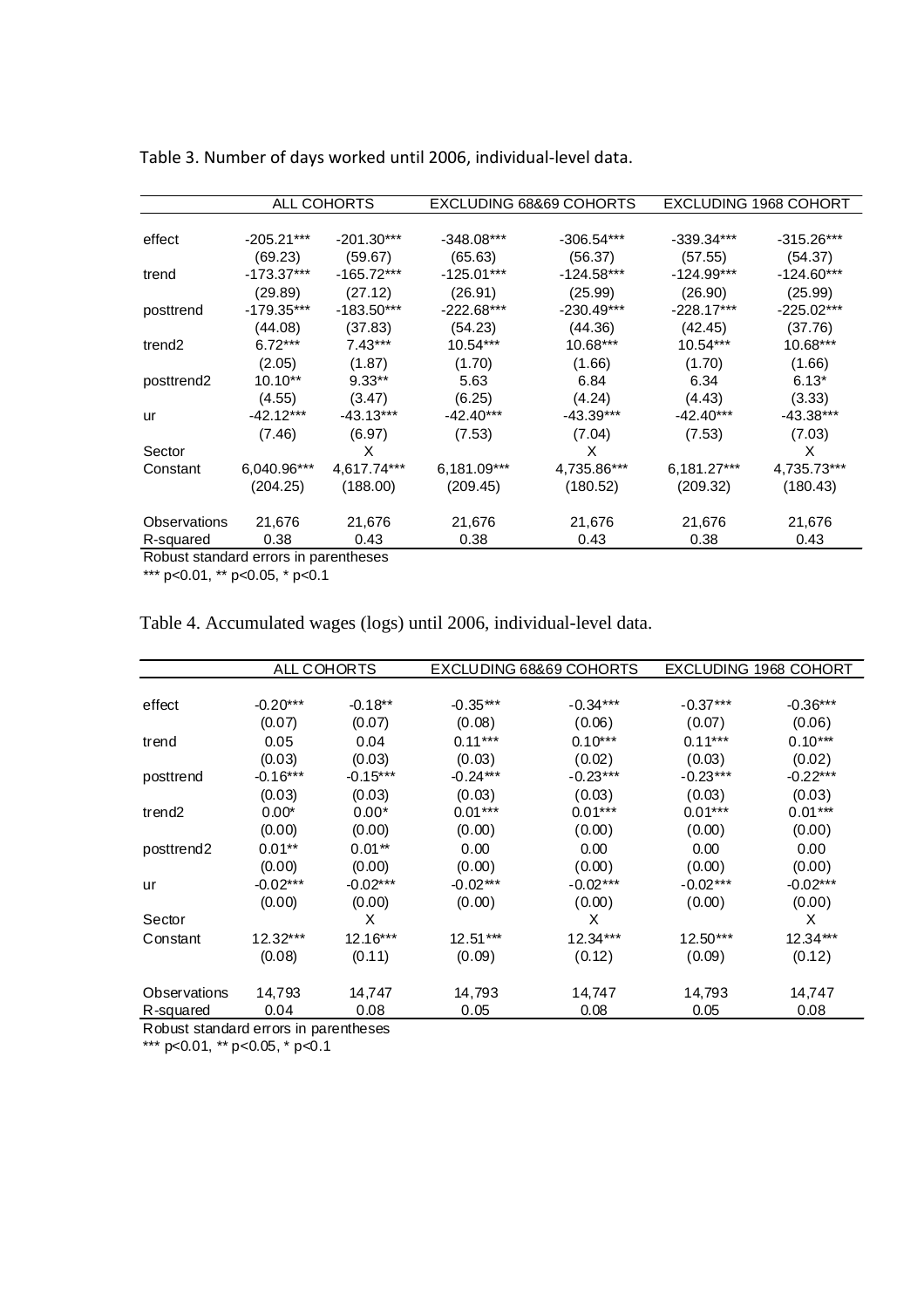Table 3. Number of days worked until 2006, individual-level data.

| | ALL COHORTS | | EXCLUDING 68&69 COHORTS | | EXCLUDING 1968 COHORT | |
|---|---|---|---|---|---|---|
| effect | -205.21*** | -201.30*** | -348.08*** | -306.54*** | -339.34*** | -315.26*** |
| | (69.23) | (59.67) | (65.63) | (56.37) | (57.55) | (54.37) |
| trend | -173.37*** | -165.72*** | -125.01*** | -124.58*** | -124.99*** | -124.60*** |
| | (29.89) | (27.12) | (26.91) | (25.99) | (26.90) | (25.99) |
| posttrend | -179.35*** | -183.50*** | -222.68*** | -230.49*** | -228.17*** | -225.02*** |
| | (44.08) | (37.83) | (54.23) | (44.36) | (42.45) | (37.76) |
| trend2 | 6.72*** | 7.43*** | 10.54*** | 10.68*** | 10.54*** | 10.68*** |
| | (2.05) | (1.87) | (1.70) | (1.66) | (1.70) | (1.66) |
| posttrend2 | 10.10** | 9.33** | 5.63 | 6.84 | 6.34 | 6.13* |
| | (4.55) | (3.47) | (6.25) | (4.24) | (4.43) | (3.33) |
| ur | -42.12*** | -43.13*** | -42.40*** | -43.39*** | -42.40*** | -43.38*** |
| | (7.46) | (6.97) | (7.53) | (7.04) | (7.53) | (7.03) |
| Sector | | X | | X | | X |
| Constant | 6,040.96*** | 4,617.74*** | 6,181.09*** | 4,735.86*** | 6,181.27*** | 4,735.73*** |
| | (204.25) | (188.00) | (209.45) | (180.52) | (209.32) | (180.43) |
| Observations | 21,676 | 21,676 | 21,676 | 21,676 | 21,676 | 21,676 |
| R-squared | 0.38 | 0.43 | 0.38 | 0.43 | 0.38 | 0.43 |

Robust standard errors in parentheses

*** p<0.01, ** p<0.05, * p<0.1

Table 4. Accumulated wages (logs) until 2006, individual-level data.

| | ALL COHORTS | | EXCLUDING 68&69 COHORTS | | EXCLUDING 1968 COHORT | |
|---|---|---|---|---|---|---|
| effect | -0.20*** | -0.18** | -0.35*** | -0.34*** | -0.37*** | -0.36*** |
| | (0.07) | (0.07) | (0.08) | (0.06) | (0.07) | (0.06) |
| trend | 0.05 | 0.04 | 0.11*** | 0.10*** | 0.11*** | 0.10*** |
| | (0.03) | (0.03) | (0.03) | (0.02) | (0.03) | (0.02) |
| posttrend | -0.16*** | -0.15*** | -0.24*** | -0.23*** | -0.23*** | -0.22*** |
| | (0.03) | (0.03) | (0.03) | (0.03) | (0.03) | (0.03) |
| trend2 | 0.00* | 0.00* | 0.01*** | 0.01*** | 0.01*** | 0.01*** |
| | (0.00) | (0.00) | (0.00) | (0.00) | (0.00) | (0.00) |
| posttrend2 | 0.01** | 0.01** | 0.00 | 0.00 | 0.00 | 0.00 |
| | (0.00) | (0.00) | (0.00) | (0.00) | (0.00) | (0.00) |
| ur | -0.02*** | -0.02*** | -0.02*** | -0.02*** | -0.02*** | -0.02*** |
| | (0.00) | (0.00) | (0.00) | (0.00) | (0.00) | (0.00) |
| Sector | | X | | X | | X |
| Constant | 12.32*** | 12.16*** | 12.51*** | 12.34*** | 12.50*** | 12.34*** |
| | (0.08) | (0.11) | (0.09) | (0.12) | (0.09) | (0.12) |
| Observations | 14,793 | 14,747 | 14,793 | 14,747 | 14,793 | 14,747 |
| R-squared | 0.04 | 0.08 | 0.05 | 0.08 | 0.05 | 0.08 |

Robust standard errors in parentheses

*** p<0.01, ** p<0.05, * p<0.1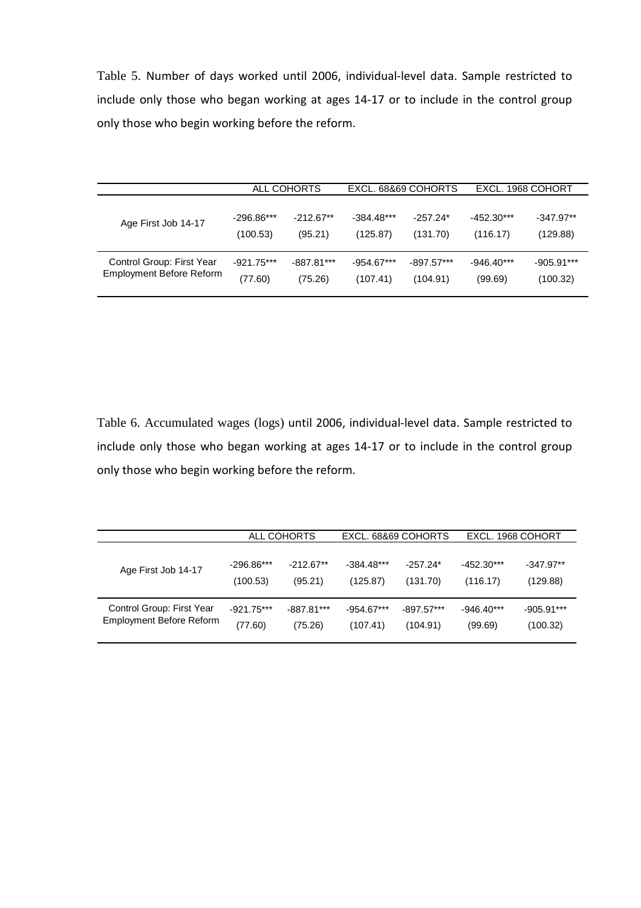Table 5. Number of days worked until 2006, individual-level data. Sample restricted to include only those who began working at ages 14-17 or to include in the control group only those who begin working before the reform.

| | ALL COHORTS | | EXCL. 68&69 COHORTS | | EXCL. 1968 COHORT | |
|---|---|---|---|---|---|---|
| Age First Job 14-17 | -296.86*** | -212.67** | -384.48*** | -257.24* | -452.30*** | -347.97** |
| | (100.53) | (95.21) | (125.87) | (131.70) | (116.17) | (129.88) |
| Control Group: First Year Employment Before Reform | -921.75*** | -887.81*** | -954.67*** | -897.57*** | -946.40*** | -905.91*** |
| | (77.60) | (75.26) | (107.41) | (104.91) | (99.69) | (100.32) |

Table 6. Accumulated wages (logs) until 2006, individual-level data. Sample restricted to include only those who began working at ages 14-17 or to include in the control group only those who begin working before the reform.

| | ALL COHORTS | | EXCL. 68&69 COHORTS | | EXCL. 1968 COHORT | |
|---|---|---|---|---|---|---|
| Age First Job 14-17 | -296.86*** | -212.67** | -384.48*** | -257.24* | -452.30*** | -347.97** |
| | (100.53) | (95.21) | (125.87) | (131.70) | (116.17) | (129.88) |
| Control Group: First Year Employment Before Reform | -921.75*** | -887.81*** | -954.67*** | -897.57*** | -946.40*** | -905.91*** |
| | (77.60) | (75.26) | (107.41) | (104.91) | (99.69) | (100.32) |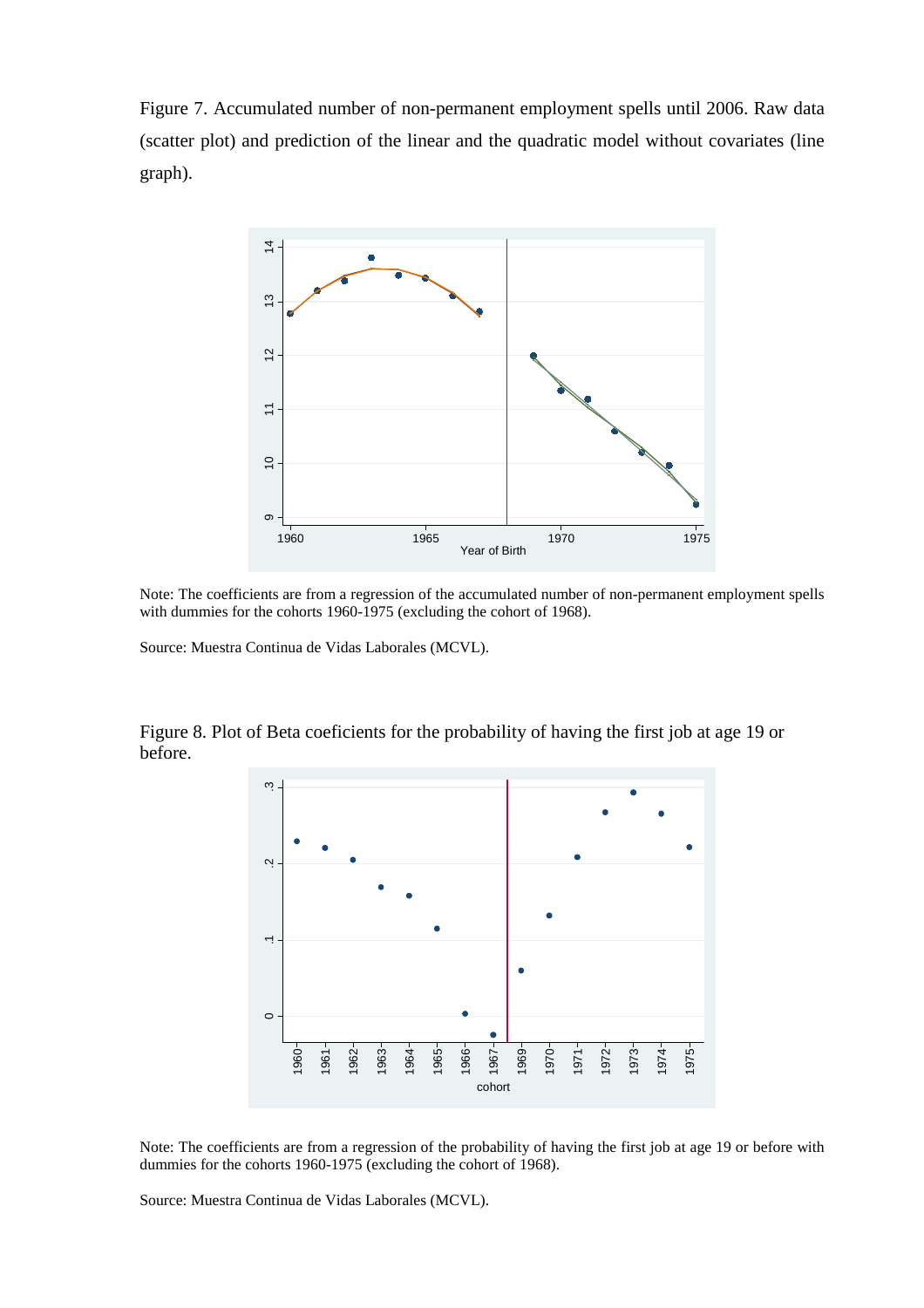Figure 7. Accumulated number of non-permanent employment spells until 2006. Raw data (scatter plot) and prediction of the linear and the quadratic model without covariates (line graph).

Note: The coefficients are from a regression of the accumulated number of non-permanent employment spells with dummies for the cohorts 1960-1975 (excluding the cohort of 1968).

Source: Muestra Continua de Vidas Laborales (MCVL).

Figure 8. Plot of Beta coeficients for the probability of having the first job at age 19 or before.

Note: The coefficients are from a regression of the probability of having the first job at age 19 or before with dummies for the cohorts 1960-1975 (excluding the cohort of 1968).

Source: Muestra Continua de Vidas Laborales (MCVL).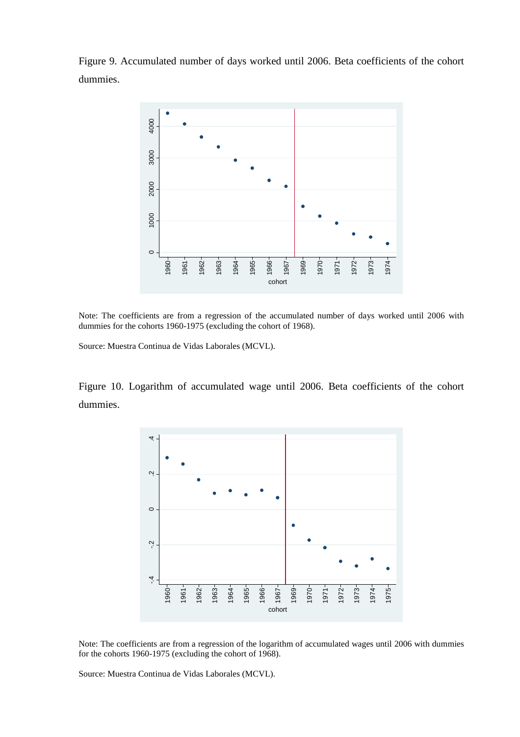Figure 9. Accumulated number of days worked until 2006. Beta coefficients of the cohort dummies.

Note: The coefficients are from a regression of the accumulated number of days worked until 2006 with dummies for the cohorts 1960-1975 (excluding the cohort of 1968).

Source: Muestra Continua de Vidas Laborales (MCVL).

Figure 10. Logarithm of accumulated wage until 2006. Beta coefficients of the cohort dummies.

Note: The coefficients are from a regression of the logarithm of accumulated wages until 2006 with dummies for the cohorts 1960-1975 (excluding the cohort of 1968).

Source: Muestra Continua de Vidas Laborales (MCVL).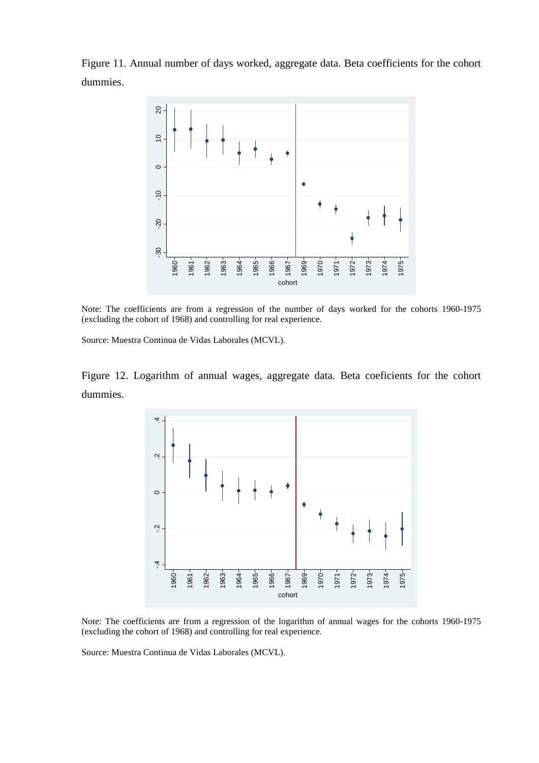Figure 11. Annual number of days worked, aggregate data. Beta coefficients for the cohort dummies.

Note: The coefficients are from a regression of the number of days worked for the cohorts 1960-1975 (excluding the cohort of 1968) and controlling for real experience.

Source: Muestra Continua de Vidas Laborales (MCVL).

Figure 12. Logarithm of annual wages, aggregate data. Beta coeficients for the cohort dummies.

Note: The coefficients are from a regression of the logarithm of annual wages for the cohorts 1960-1975 (excluding the cohort of 1968) and controlling for real experience.

Source: Muestra Continua de Vidas Laborales (MCVL).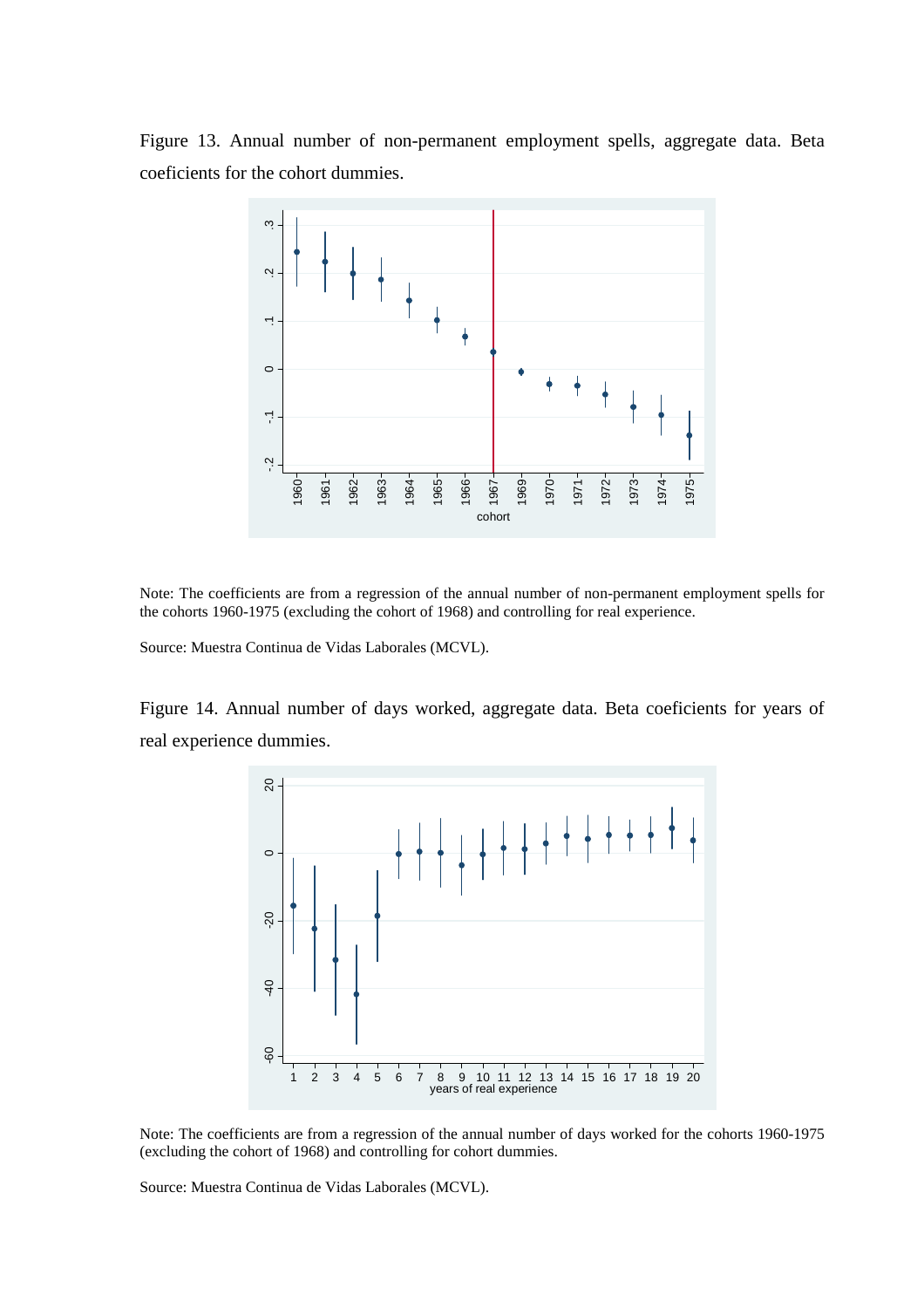Figure 13. Annual number of non-permanent employment spells, aggregate data. Beta coeficients for the cohort dummies.

Note: The coefficients are from a regression of the annual number of non-permanent employment spells for the cohorts 1960-1975 (excluding the cohort of 1968) and controlling for real experience.

Source: Muestra Continua de Vidas Laborales (MCVL).

Figure 14. Annual number of days worked, aggregate data. Beta coeficients for years of real experience dummies.

Note: The coefficients are from a regression of the annual number of days worked for the cohorts 1960-1975 (excluding the cohort of 1968) and controlling for cohort dummies.

Source: Muestra Continua de Vidas Laborales (MCVL).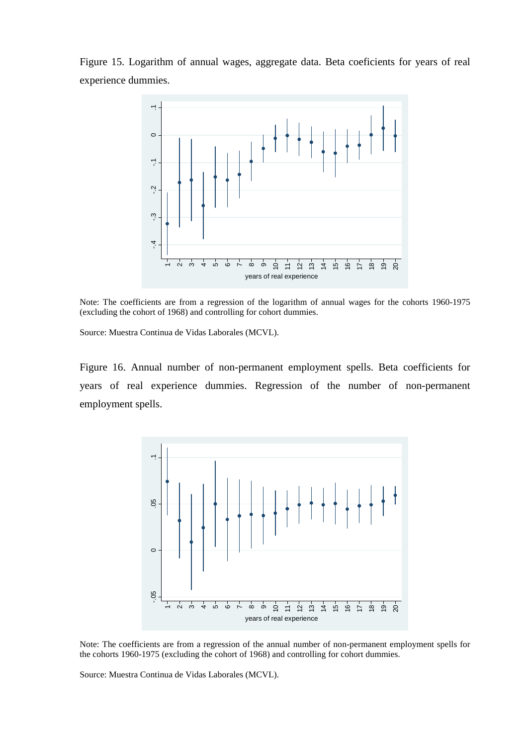Figure 15. Logarithm of annual wages, aggregate data. Beta coeficients for years of real experience dummies.

Note: The coefficients are from a regression of the logarithm of annual wages for the cohorts 1960-1975 (excluding the cohort of 1968) and controlling for cohort dummies.

Source: Muestra Continua de Vidas Laborales (MCVL).

Figure 16. Annual number of non-permanent employment spells. Beta coefficients for years of real experience dummies. Regression of the number of non-permanent employment spells.

Note: The coefficients are from a regression of the annual number of non-permanent employment spells for the cohorts 1960-1975 (excluding the cohort of 1968) and controlling for cohort dummies.

Source: Muestra Continua de Vidas Laborales (MCVL).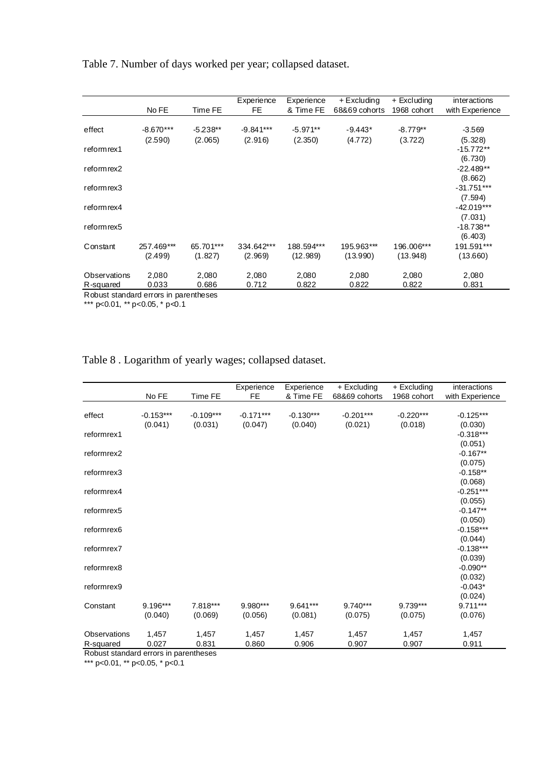Table 7. Number of days worked per year; collapsed dataset.

| | No FE | Time FE | Experience FE | Experience & Time FE | + Excluding 68&69 cohorts | + Excluding 1968 cohort | interactions with Experience |
|---|---|---|---|---|---|---|---|
| effect | -8.670*** | -5.238** | -9.841*** | -5.971** | -9.443* | -8.779** | -3.569 |
| | (2.590) | (2.065) | (2.916) | (2.350) | (4.772) | (3.722) | (5.328) |
| reformrex1 | | | | | | | -15.772** |
| | | | | | | | (6.730) |
| reformrex2 | | | | | | | -22.489** |
| | | | | | | | (8.662) |
| reformrex3 | | | | | | | -31.751*** |
| | | | | | | | (7.594) |
| reformrex4 | | | | | | | -42.019*** |
| | | | | | | | (7.031) |
| reformrex5 | | | | | | | -18.738** |
| | | | | | | | (6.403) |
| Constant | 257.469*** | 65.701*** | 334.642*** | 188.594*** | 195.963*** | 196.006*** | 191.591*** |
| | (2.499) | (1.827) | (2.969) | (12.989) | (13.990) | (13.948) | (13.660) |
| Observations | 2,080 | 2,080 | 2,080 | 2,080 | 2,080 | 2,080 | 2,080 |
| R-squared | 0.033 | 0.686 | 0.712 | 0.822 | 0.822 | 0.822 | 0.831 |

Robust standard errors in parentheses
*** p<0.01, ** p<0.05, * p<0.1

Table 8 . Logarithm of yearly wages; collapsed dataset.

| | No FE | Time FE | Experience FE | Experience & Time FE | + Excluding 68&69 cohorts | + Excluding 1968 cohort | interactions with Experience |
|---|---|---|---|---|---|---|---|
| effect | -0.153*** | -0.109*** | -0.171*** | -0.130*** | -0.201*** | -0.220*** | -0.125*** |
| | (0.041) | (0.031) | (0.047) | (0.040) | (0.021) | (0.018) | (0.030) |
| reformrex1 | | | | | | | -0.318*** |
| | | | | | | | (0.051) |
| reformrex2 | | | | | | | -0.167** |
| | | | | | | | (0.075) |
| reformrex3 | | | | | | | -0.158** |
| | | | | | | | (0.068) |
| reformrex4 | | | | | | | -0.251*** |
| | | | | | | | (0.055) |
| reformrex5 | | | | | | | -0.147** |
| | | | | | | | (0.050) |
| reformrex6 | | | | | | | -0.158*** |
| | | | | | | | (0.044) |
| reformrex7 | | | | | | | -0.138*** |
| | | | | | | | (0.039) |
| reformrex8 | | | | | | | -0.090** |
| | | | | | | | (0.032) |
| reformrex9 | | | | | | | -0.043* |
| | | | | | | | (0.024) |
| Constant | 9.196*** | 7.818*** | 9.980*** | 9.641*** | 9.740*** | 9.739*** | 9.711*** |
| | (0.040) | (0.069) | (0.056) | (0.081) | (0.075) | (0.075) | (0.076) |
| Observations | 1,457 | 1,457 | 1,457 | 1,457 | 1,457 | 1,457 | 1,457 |
| R-squared | 0.027 | 0.831 | 0.860 | 0.906 | 0.907 | 0.907 | 0.911 |

Robust standard errors in parentheses
*** p<0.01, ** p<0.05, * p<0.1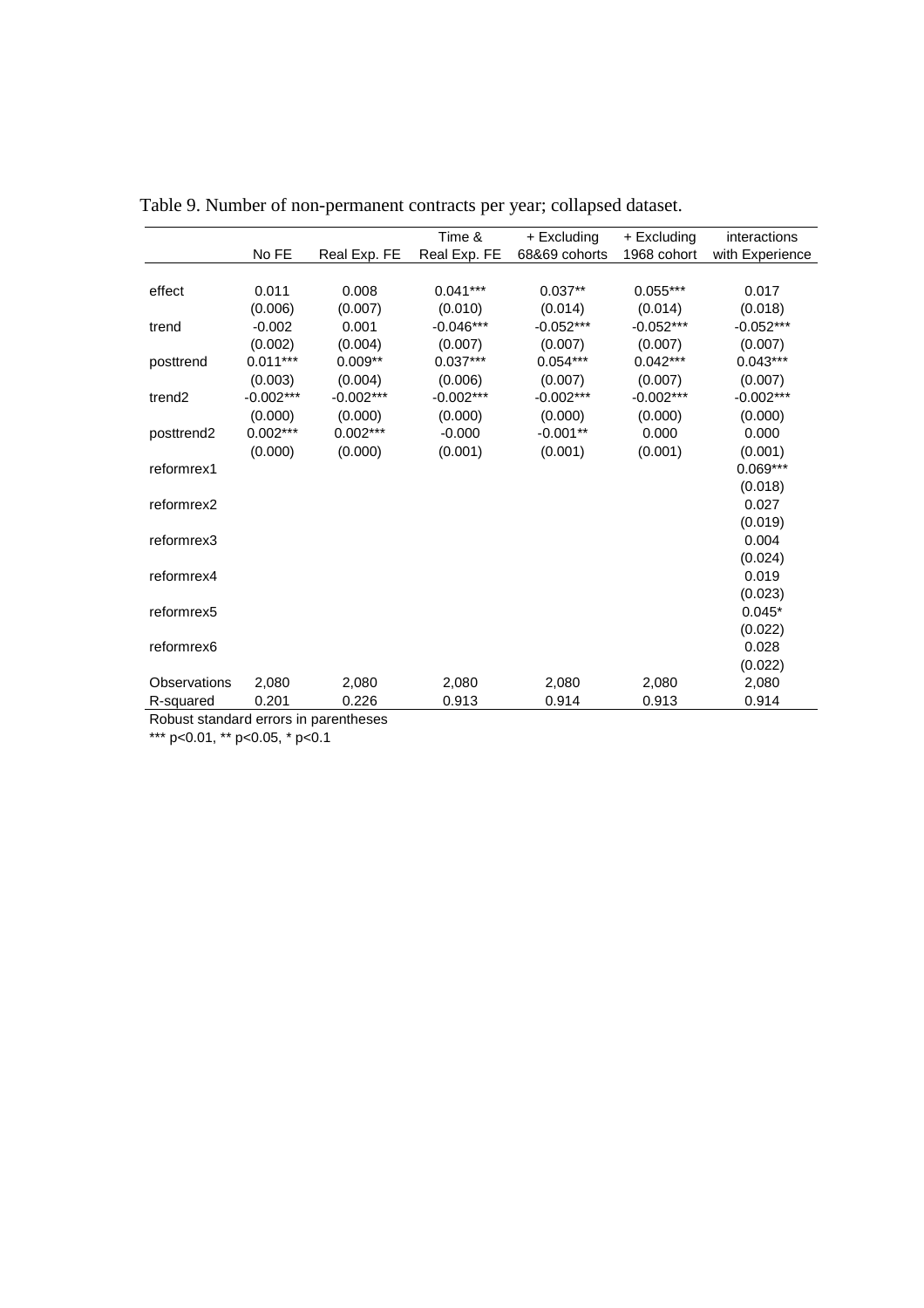Table 9. Number of non-permanent contracts per year; collapsed dataset.

| | No FE | Real Exp. FE | Time & Real Exp. FE | + Excluding 68&69 cohorts | + Excluding 1968 cohort | interactions with Experience |
|---|---|---|---|---|---|---|
| effect | 0.011 | 0.008 | 0.041*** | 0.037** | 0.055*** | 0.017 |
| | (0.006) | (0.007) | (0.010) | (0.014) | (0.014) | (0.018) |
| trend | -0.002 | 0.001 | -0.046*** | -0.052*** | -0.052*** | -0.052*** |
| | (0.002) | (0.004) | (0.007) | (0.007) | (0.007) | (0.007) |
| posttrend | 0.011*** | 0.009** | 0.037*** | 0.054*** | 0.042*** | 0.043*** |
| | (0.003) | (0.004) | (0.006) | (0.007) | (0.007) | (0.007) |
| trend2 | -0.002*** | -0.002*** | -0.002*** | -0.002*** | -0.002*** | -0.002*** |
| | (0.000) | (0.000) | (0.000) | (0.000) | (0.000) | (0.000) |
| posttrend2 | 0.002*** | 0.002*** | -0.000 | -0.001** | 0.000 | 0.000 |
| | (0.000) | (0.000) | (0.001) | (0.001) | (0.001) | (0.001) |
| reformrex1 | | | | | | 0.069*** |
| | | | | | | (0.018) |
| reformrex2 | | | | | | 0.027 |
| | | | | | | (0.019) |
| reformrex3 | | | | | | 0.004 |
| | | | | | | (0.024) |
| reformrex4 | | | | | | 0.019 |
| | | | | | | (0.023) |
| reformrex5 | | | | | | 0.045* |
| | | | | | | (0.022) |
| reformrex6 | | | | | | 0.028 |
| | | | | | | (0.022) |
| Observations | 2,080 | 2,080 | 2,080 | 2,080 | 2,080 | 2,080 |
| R-squared | 0.201 | 0.226 | 0.913 | 0.914 | 0.913 | 0.914 |

Robust standard errors in parentheses

*** p<0.01, ** p<0.05, * p<0.1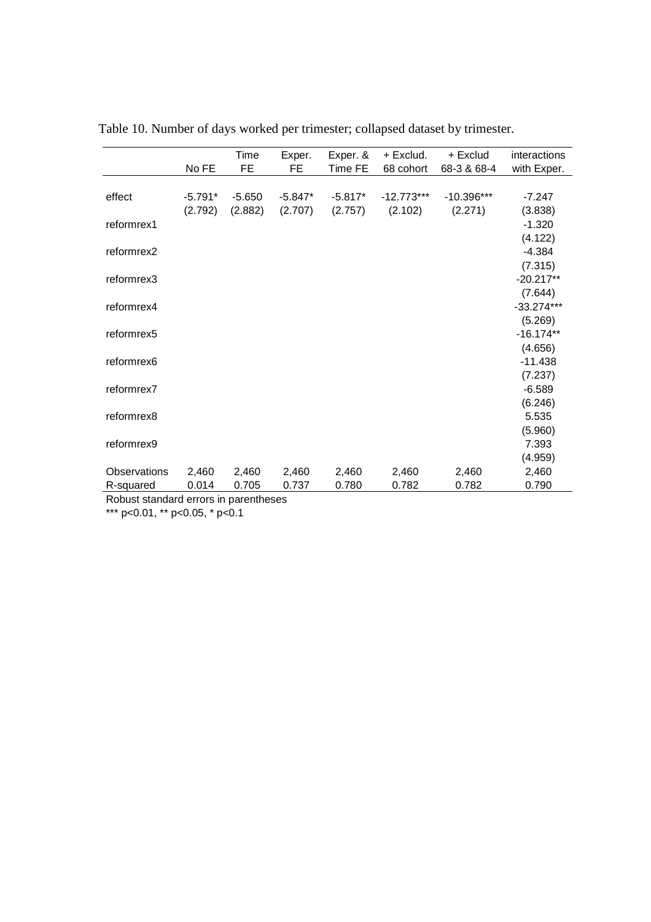Table 10. Number of days worked per trimester; collapsed dataset by trimester.

| | No FE | Time FE | Exper. FE | Exper. & Time FE | + Exclud. 68 cohort | + Exclud 68-3 & 68-4 | interactions with Exper. |
|---|---|---|---|---|---|---|---|
| effect | -5.791* | -5.650 | -5.847* | -5.817* | -12.773*** | -10.396*** | -7.247 |
| | (2.792) | (2.882) | (2.707) | (2.757) | (2.102) | (2.271) | (3.838) |
| reformrex1 | | | | | | | -1.320 |
| | | | | | | | (4.122) |
| reformrex2 | | | | | | | -4.384 |
| | | | | | | | (7.315) |
| reformrex3 | | | | | | | -20.217** |
| | | | | | | | (7.644) |
| reformrex4 | | | | | | | -33.274*** |
| | | | | | | | (5.269) |
| reformrex5 | | | | | | | -16.174** |
| | | | | | | | (4.656) |
| reformrex6 | | | | | | | -11.438 |
| | | | | | | | (7.237) |
| reformrex7 | | | | | | | -6.589 |
| | | | | | | | (6.246) |
| reformrex8 | | | | | | | 5.535 |
| | | | | | | | (5.960) |
| reformrex9 | | | | | | | 7.393 |
| | | | | | | | (4.959) |
| Observations | 2,460 | 2,460 | 2,460 | 2,460 | 2,460 | 2,460 | 2,460 |
| R-squared | 0.014 | 0.705 | 0.737 | 0.780 | 0.782 | 0.782 | 0.790 |

Robust standard errors in parentheses

*** p<0.01, ** p<0.05, * p<0.1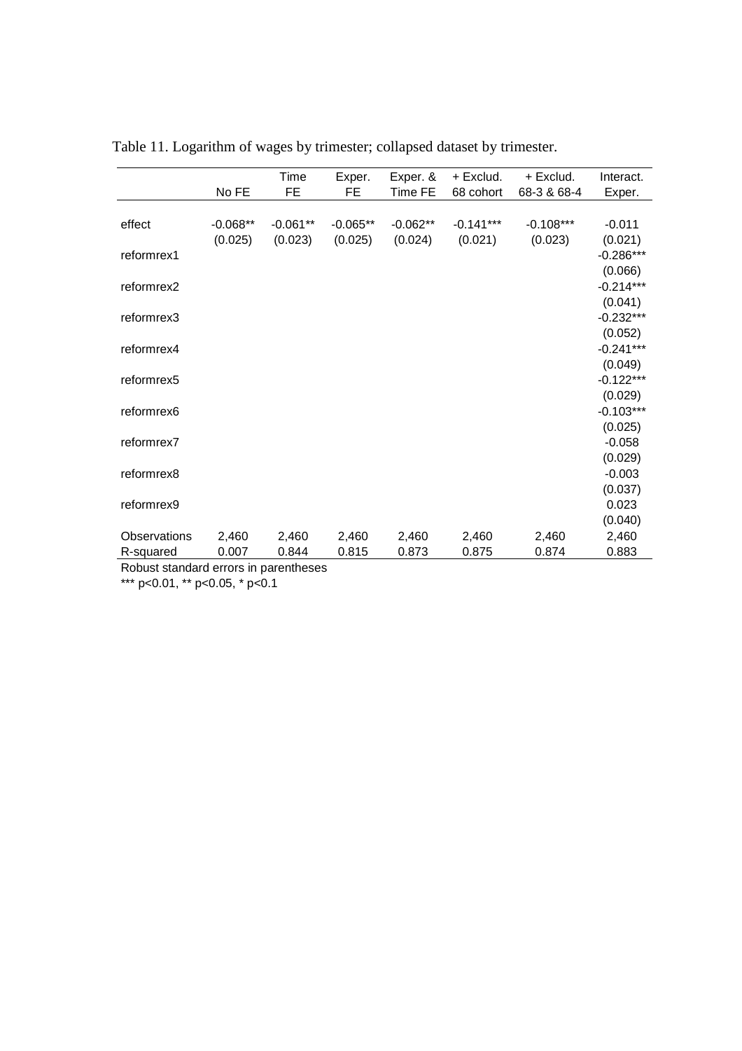Table 11. Logarithm of wages by trimester; collapsed dataset by trimester.

| | No FE | Time FE | Exper. FE | Exper. & Time FE | + Exclud. 68 cohort | + Exclud. 68-3 & 68-4 | Interact. Exper. |
|---|---|---|---|---|---|---|---|
| effect | -0.068** | -0.061** | -0.065** | -0.062** | -0.141*** | -0.108*** | -0.011 |
| | (0.025) | (0.023) | (0.025) | (0.024) | (0.021) | (0.023) | (0.021) |
| reformrex1 | | | | | | | -0.286*** |
| | | | | | | | (0.066) |
| reformrex2 | | | | | | | -0.214*** |
| | | | | | | | (0.041) |
| reformrex3 | | | | | | | -0.232*** |
| | | | | | | | (0.052) |
| reformrex4 | | | | | | | -0.241*** |
| | | | | | | | (0.049) |
| reformrex5 | | | | | | | -0.122*** |
| | | | | | | | (0.029) |
| reformrex6 | | | | | | | -0.103*** |
| | | | | | | | (0.025) |
| reformrex7 | | | | | | | -0.058 |
| | | | | | | | (0.029) |
| reformrex8 | | | | | | | -0.003 |
| | | | | | | | (0.037) |
| reformrex9 | | | | | | | 0.023 |
| | | | | | | | (0.040) |
| Observations | 2,460 | 2,460 | 2,460 | 2,460 | 2,460 | 2,460 | 2,460 |
| R-squared | 0.007 | 0.844 | 0.815 | 0.873 | 0.875 | 0.874 | 0.883 |

Robust standard errors in parentheses

*** p<0.01, ** p<0.05, * p<0.1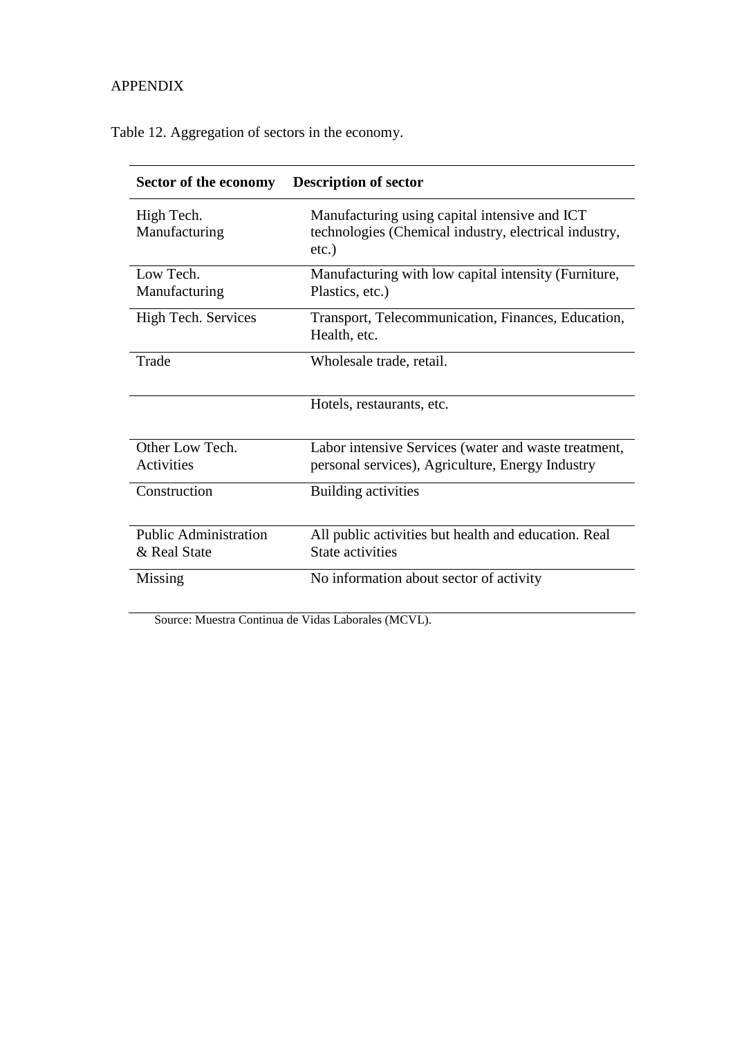APPENDIX

Table 12. Aggregation of sectors in the economy.

| Sector of the economy | Description of sector |
|---|---|
| High Tech. Manufacturing | Manufacturing using capital intensive and ICT technologies (Chemical industry, electrical industry, etc.) |
| Low Tech. Manufacturing | Manufacturing with low capital intensity (Furniture, Plastics, etc.) |
| High Tech. Services | Transport, Telecommunication, Finances, Education, Health, etc. |
| Trade | Wholesale trade, retail. |
| | Hotels, restaurants, etc. |
| Other Low Tech. Activities | Labor intensive Services (water and waste treatment, personal services), Agriculture, Energy Industry |
| Construction | Building activities |
| Public Administration & Real State | All public activities but health and education. Real State activities |
| Missing | No information about sector of activity |

Source: Muestra Continua de Vidas Laborales (MCVL).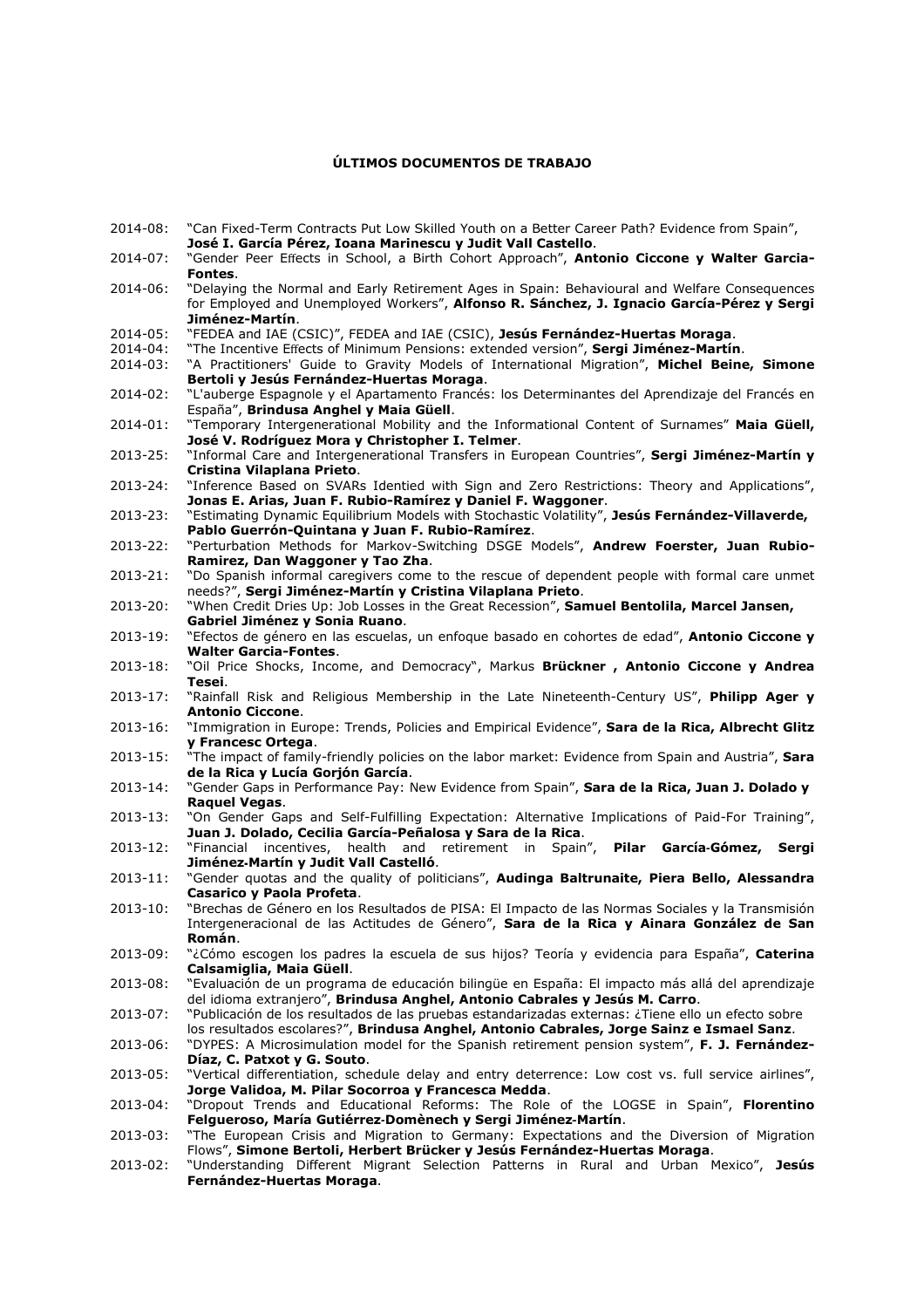**ÚLTIMOS DOCUMENTOS DE TRABAJO**

2014-08: "Can Fixed-Term Contracts Put Low Skilled Youth on a Better Career Path? Evidence from Spain", **José I. García Pérez, Ioana Marinescu y Judit Vall Castello**.

2014-07: "Gender Peer Effects in School, a Birth Cohort Approach", **Antonio Ciccone y Walter Garcia-Fontes**.

2014-06: "Delaying the Normal and Early Retirement Ages in Spain: Behavioural and Welfare Consequences for Employed and Unemployed Workers", **Alfonso R. Sánchez, J. Ignacio García-Pérez y Sergi Jiménez-Martín**.

2014-05: "FEDEA and IAE (CSIC)", FEDEA and IAE (CSIC), **Jesús Fernández-Huertas Moraga**.

2014-04: "The Incentive Effects of Minimum Pensions: extended version", **Sergi Jiménez-Martín**.

2014-03: "A Practitioners' Guide to Gravity Models of International Migration", **Michel Beine, Simone Bertoli y Jesús Fernández-Huertas Moraga**.

2014-02: "L'auberge Espagnole y el Apartamento Francés: los Determinantes del Aprendizaje del Francés en España", **Brindusa Anghel y Maia Güell**.

2014-01: "Temporary Intergenerational Mobility and the Informational Content of Surnames" **Maia Güell, José V. Rodríguez Mora y Christopher I. Telmer**.

2013-25: "Informal Care and Intergenerational Transfers in European Countries", **Sergi Jiménez-Martín y Cristina Vilaplana Prieto**.

2013-24: "Inference Based on SVARs Identied with Sign and Zero Restrictions: Theory and Applications", **Jonas E. Arias, Juan F. Rubio-Ramírez y Daniel F. Waggoner**.

2013-23: "Estimating Dynamic Equilibrium Models with Stochastic Volatility", **Jesús Fernández-Villaverde, Pablo Guerrón-Quintana y Juan F. Rubio-Ramírez**.

2013-22: "Perturbation Methods for Markov-Switching DSGE Models", **Andrew Foerster, Juan Rubio-Ramirez, Dan Waggoner y Tao Zha**.

2013-21: "Do Spanish informal caregivers come to the rescue of dependent people with formal care unmet needs?", **Sergi Jiménez-Martín y Cristina Vilaplana Prieto**.

2013-20: "When Credit Dries Up: Job Losses in the Great Recession", **Samuel Bentolila, Marcel Jansen, Gabriel Jiménez y Sonia Ruano**.

2013-19: "Efectos de género en las escuelas, un enfoque basado en cohortes de edad", **Antonio Ciccone y Walter Garcia-Fontes**.

2013-18: "Oil Price Shocks, Income, and Democracy", Markus **Brückner , Antonio Ciccone y Andrea Tesei**.

2013-17: "Rainfall Risk and Religious Membership in the Late Nineteenth-Century US", **Philipp Ager y Antonio Ciccone**.

2013-16: "Immigration in Europe: Trends, Policies and Empirical Evidence", **Sara de la Rica, Albrecht Glitz y Francesc Ortega**.

2013-15: "The impact of family-friendly policies on the labor market: Evidence from Spain and Austria", **Sara de la Rica y Lucía Gorjón García**.

2013-14: "Gender Gaps in Performance Pay: New Evidence from Spain", **Sara de la Rica, Juan J. Dolado y Raquel Vegas**.

2013-13: "On Gender Gaps and Self-Fulfilling Expectation: Alternative Implications of Paid-For Training", **Juan J. Dolado, Cecilia García-Peñalosa y Sara de la Rica**.

2013-12: "Financial incentives, health and retirement in Spain", **Pilar García-Gómez, Sergi Jiménez-Martín y Judit Vall Castelló**.

2013-11: "Gender quotas and the quality of politicians", **Audinga Baltrunaite, Piera Bello, Alessandra Casarico y Paola Profeta**.

2013-10: "Brechas de Género en los Resultados de PISA: El Impacto de las Normas Sociales y la Transmisión Intergeneracional de las Actitudes de Género", **Sara de la Rica y Ainara González de San Román**.

2013-09: "¿Cómo escogen los padres la escuela de sus hijos? Teoría y evidencia para España", **Caterina Calsamiglia, Maia Güell**.

2013-08: "Evaluación de un programa de educación bilingüe en España: El impacto más allá del aprendizaje del idioma extranjero", **Brindusa Anghel, Antonio Cabrales y Jesús M. Carro**.

2013-07: "Publicación de los resultados de las pruebas estandarizadas externas: ¿Tiene ello un efecto sobre los resultados escolares?", **Brindusa Anghel, Antonio Cabrales, Jorge Sainz e Ismael Sanz**.

2013-06: "DYPES: A Microsimulation model for the Spanish retirement pension system", **F. J. Fernández-Díaz, C. Patxot y G. Souto**.

2013-05: "Vertical differentiation, schedule delay and entry deterrence: Low cost vs. full service airlines", **Jorge Validoa, M. Pilar Socorroa y Francesca Medda**.

2013-04: "Dropout Trends and Educational Reforms: The Role of the LOGSE in Spain", **Florentino Felgueroso, María Gutiérrez-Domènech y Sergi Jiménez-Martín**.

2013-03: "The European Crisis and Migration to Germany: Expectations and the Diversion of Migration Flows", **Simone Bertoli, Herbert Brücker y Jesús Fernández-Huertas Moraga**.

2013-02: "Understanding Different Migrant Selection Patterns in Rural and Urban Mexico", **Jesús Fernández-Huertas Moraga**.